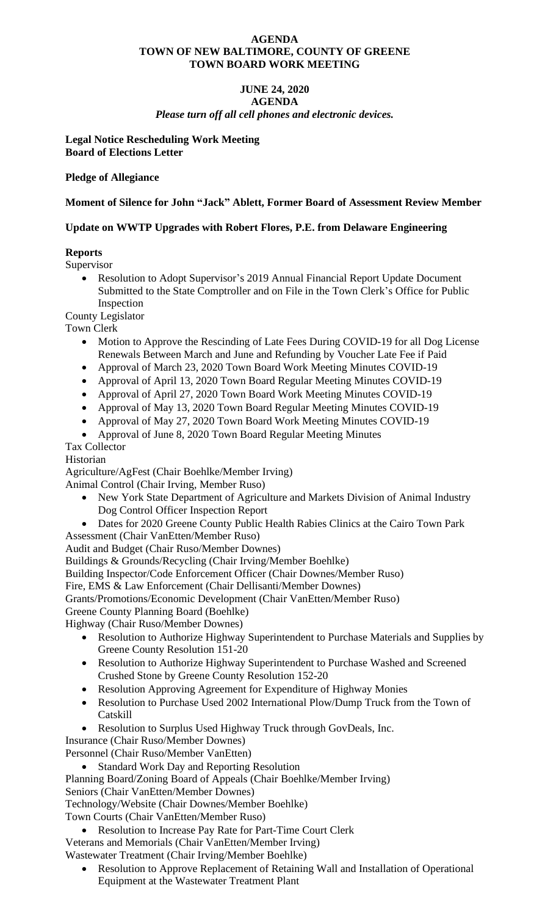**AGENDA**
**TOWN OF NEW BALTIMORE, COUNTY OF GREENE**
**TOWN BOARD WORK MEETING**

**JUNE 24, 2020**
**AGENDA**
***Please turn off all cell phones and electronic devices.***

**Legal Notice Rescheduling Work Meeting**
**Board of Elections Letter**

**Pledge of Allegiance**

**Moment of Silence for John "Jack" Ablett, Former Board of Assessment Review Member**

**Update on WWTP Upgrades with Robert Flores, P.E. from Delaware Engineering**

**Reports**

Supervisor

- Resolution to Adopt Supervisor's 2019 Annual Financial Report Update Document Submitted to the State Comptroller and on File in the Town Clerk's Office for Public Inspection

County Legislator

Town Clerk

- Motion to Approve the Rescinding of Late Fees During COVID-19 for all Dog License Renewals Between March and June and Refunding by Voucher Late Fee if Paid
- Approval of March 23, 2020 Town Board Work Meeting Minutes COVID-19
- Approval of April 13, 2020 Town Board Regular Meeting Minutes COVID-19
- Approval of April 27, 2020 Town Board Work Meeting Minutes COVID-19
- Approval of May 13, 2020 Town Board Regular Meeting Minutes COVID-19
- Approval of May 27, 2020 Town Board Work Meeting Minutes COVID-19
- Approval of June 8, 2020 Town Board Regular Meeting Minutes

Tax Collector

Historian

Agriculture/AgFest (Chair Boehlke/Member Irving)

Animal Control (Chair Irving, Member Ruso)

- New York State Department of Agriculture and Markets Division of Animal Industry Dog Control Officer Inspection Report
- Dates for 2020 Greene County Public Health Rabies Clinics at the Cairo Town Park

Assessment (Chair VanEtten/Member Ruso)

Audit and Budget (Chair Ruso/Member Downes)

Buildings & Grounds/Recycling (Chair Irving/Member Boehlke)

Building Inspector/Code Enforcement Officer (Chair Downes/Member Ruso)

Fire, EMS & Law Enforcement (Chair Dellisanti/Member Downes)

Grants/Promotions/Economic Development (Chair VanEtten/Member Ruso)

Greene County Planning Board (Boehlke)

Highway (Chair Ruso/Member Downes)

- Resolution to Authorize Highway Superintendent to Purchase Materials and Supplies by Greene County Resolution 151-20
- Resolution to Authorize Highway Superintendent to Purchase Washed and Screened Crushed Stone by Greene County Resolution 152-20
- Resolution Approving Agreement for Expenditure of Highway Monies
- Resolution to Purchase Used 2002 International Plow/Dump Truck from the Town of Catskill
- Resolution to Surplus Used Highway Truck through GovDeals, Inc.

Insurance (Chair Ruso/Member Downes)

Personnel (Chair Ruso/Member VanEtten)

- Standard Work Day and Reporting Resolution

Planning Board/Zoning Board of Appeals (Chair Boehlke/Member Irving)

Seniors (Chair VanEtten/Member Downes)

Technology/Website (Chair Downes/Member Boehlke)

Town Courts (Chair VanEtten/Member Ruso)

- Resolution to Increase Pay Rate for Part-Time Court Clerk

Veterans and Memorials (Chair VanEtten/Member Irving)

Wastewater Treatment (Chair Irving/Member Boehlke)

- Resolution to Approve Replacement of Retaining Wall and Installation of Operational Equipment at the Wastewater Treatment Plant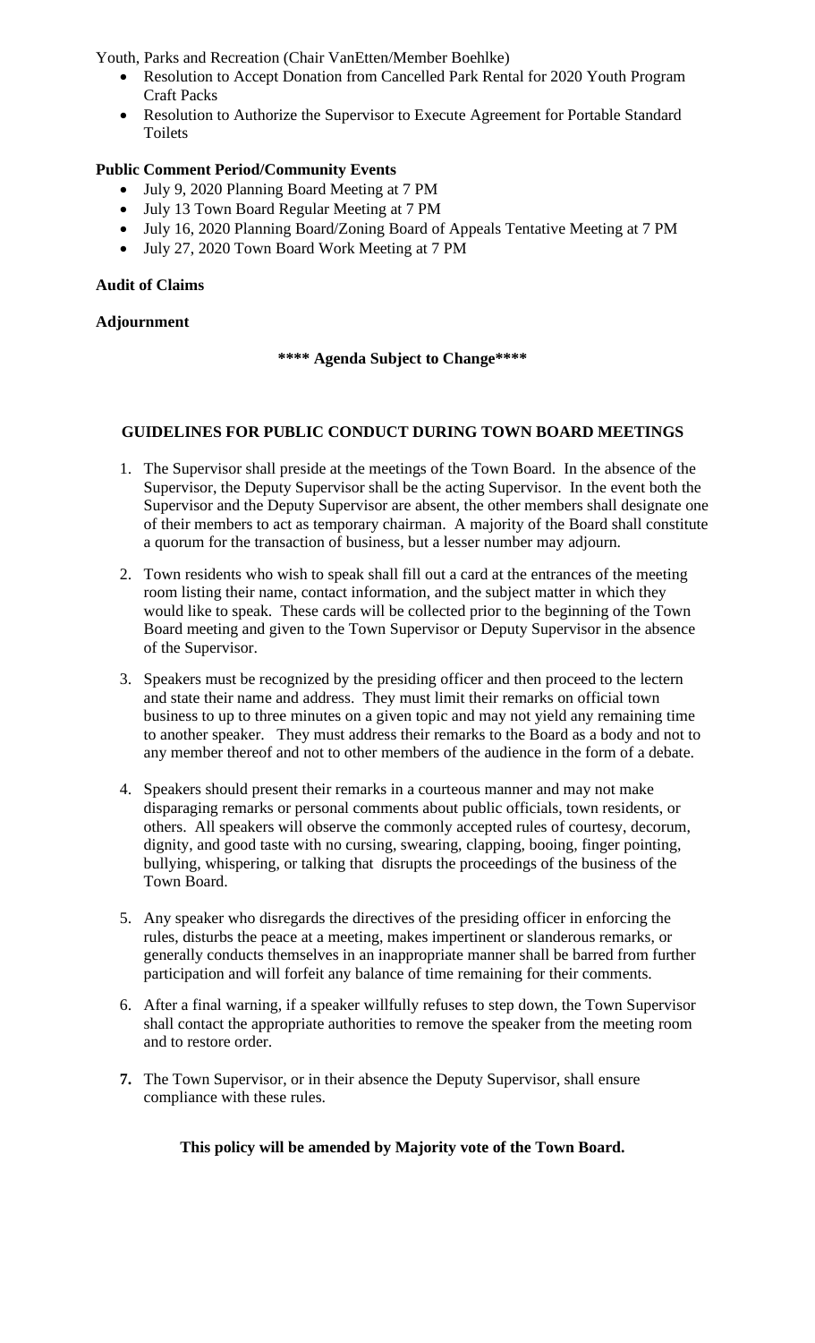Youth, Parks and Recreation (Chair VanEtten/Member Boehlke)

- Resolution to Accept Donation from Cancelled Park Rental for 2020 Youth Program Craft Packs
- Resolution to Authorize the Supervisor to Execute Agreement for Portable Standard Toilets

**Public Comment Period/Community Events**

- July 9, 2020 Planning Board Meeting at 7 PM
- July 13 Town Board Regular Meeting at 7 PM
- July 16, 2020 Planning Board/Zoning Board of Appeals Tentative Meeting at 7 PM
- July 27, 2020 Town Board Work Meeting at 7 PM

**Audit of Claims**

**Adjournment**

**\*\*\*\* Agenda Subject to Change\*\*\*\***

**GUIDELINES FOR PUBLIC CONDUCT DURING TOWN BOARD MEETINGS**

1. The Supervisor shall preside at the meetings of the Town Board. In the absence of the Supervisor, the Deputy Supervisor shall be the acting Supervisor. In the event both the Supervisor and the Deputy Supervisor are absent, the other members shall designate one of their members to act as temporary chairman. A majority of the Board shall constitute a quorum for the transaction of business, but a lesser number may adjourn.

2. Town residents who wish to speak shall fill out a card at the entrances of the meeting room listing their name, contact information, and the subject matter in which they would like to speak. These cards will be collected prior to the beginning of the Town Board meeting and given to the Town Supervisor or Deputy Supervisor in the absence of the Supervisor.

3. Speakers must be recognized by the presiding officer and then proceed to the lectern and state their name and address. They must limit their remarks on official town business to up to three minutes on a given topic and may not yield any remaining time to another speaker. They must address their remarks to the Board as a body and not to any member thereof and not to other members of the audience in the form of a debate.

4. Speakers should present their remarks in a courteous manner and may not make disparaging remarks or personal comments about public officials, town residents, or others. All speakers will observe the commonly accepted rules of courtesy, decorum, dignity, and good taste with no cursing, swearing, clapping, booing, finger pointing, bullying, whispering, or talking that disrupts the proceedings of the business of the Town Board.

5. Any speaker who disregards the directives of the presiding officer in enforcing the rules, disturbs the peace at a meeting, makes impertinent or slanderous remarks, or generally conducts themselves in an inappropriate manner shall be barred from further participation and will forfeit any balance of time remaining for their comments.

6. After a final warning, if a speaker willfully refuses to step down, the Town Supervisor shall contact the appropriate authorities to remove the speaker from the meeting room and to restore order.

7. The Town Supervisor, or in their absence the Deputy Supervisor, shall ensure compliance with these rules.

**This policy will be amended by Majority vote of the Town Board.**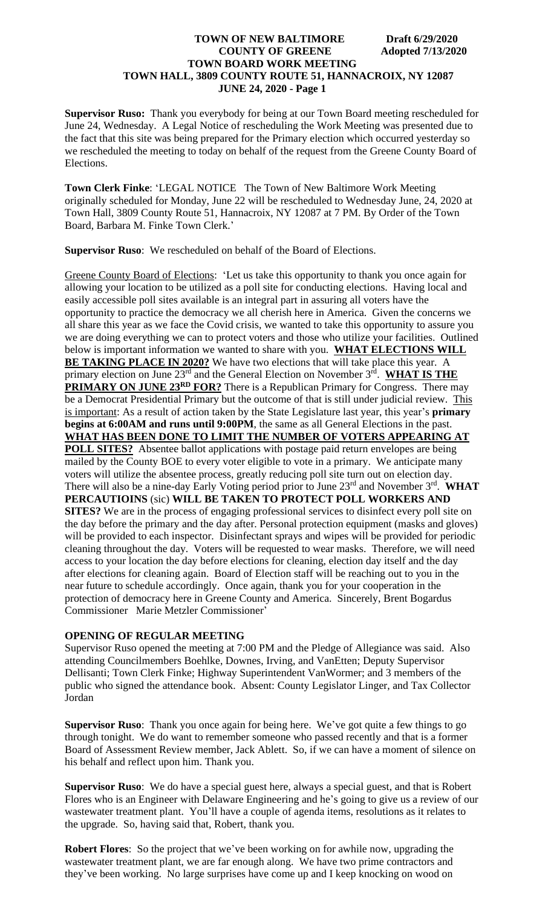**Supervisor Ruso:** Thank you everybody for being at our Town Board meeting rescheduled for June 24, Wednesday. A Legal Notice of rescheduling the Work Meeting was presented due to the fact that this site was being prepared for the Primary election which occurred yesterday so we rescheduled the meeting to today on behalf of the request from the Greene County Board of Elections.

**Town Clerk Finke**: 'LEGAL NOTICE The Town of New Baltimore Work Meeting originally scheduled for Monday, June 22 will be rescheduled to Wednesday June, 24, 2020 at Town Hall, 3809 County Route 51, Hannacroix, NY 12087 at 7 PM. By Order of the Town Board, Barbara M. Finke Town Clerk.'

**Supervisor Ruso**: We rescheduled on behalf of the Board of Elections.

Greene County Board of Elections: 'Let us take this opportunity to thank you once again for allowing your location to be utilized as a poll site for conducting elections. Having local and easily accessible poll sites available is an integral part in assuring all voters have the opportunity to practice the democracy we all cherish here in America. Given the concerns we all share this year as we face the Covid crisis, we wanted to take this opportunity to assure you we are doing everything we can to protect voters and those who utilize your facilities. Outlined below is important information we wanted to share with you. **WHAT ELECTIONS WILL BE TAKING PLACE IN 2020?** We have two elections that will take place this year. A primary election on June 23rd and the General Election on November 3rd. **WHAT IS THE PRIMARY ON JUNE 23RD FOR?** There is a Republican Primary for Congress. There may be a Democrat Presidential Primary but the outcome of that is still under judicial review. This is important: As a result of action taken by the State Legislature last year, this year's **primary begins at 6:00AM and runs until 9:00PM**, the same as all General Elections in the past. **WHAT HAS BEEN DONE TO LIMIT THE NUMBER OF VOTERS APPEARING AT POLL SITES?** Absentee ballot applications with postage paid return envelopes are being mailed by the County BOE to every voter eligible to vote in a primary. We anticipate many voters will utilize the absentee process, greatly reducing poll site turn out on election day. There will also be a nine-day Early Voting period prior to June 23rd and November 3rd. **WHAT PERCAUTIOINS** (sic) **WILL BE TAKEN TO PROTECT POLL WORKERS AND SITES?** We are in the process of engaging professional services to disinfect every poll site on the day before the primary and the day after. Personal protection equipment (masks and gloves) will be provided to each inspector. Disinfectant sprays and wipes will be provided for periodic cleaning throughout the day. Voters will be requested to wear masks. Therefore, we will need access to your location the day before elections for cleaning, election day itself and the day after elections for cleaning again. Board of Election staff will be reaching out to you in the near future to schedule accordingly. Once again, thank you for your cooperation in the protection of democracy here in Greene County and America. Sincerely, Brent Bogardus Commissioner Marie Metzler Commissioner'

## OPENING OF REGULAR MEETING

Supervisor Ruso opened the meeting at 7:00 PM and the Pledge of Allegiance was said. Also attending Councilmembers Boehlke, Downes, Irving, and VanEtten; Deputy Supervisor Dellisanti; Town Clerk Finke; Highway Superintendent VanWormer; and 3 members of the public who signed the attendance book. Absent: County Legislator Linger, and Tax Collector Jordan

**Supervisor Ruso**: Thank you once again for being here. We've got quite a few things to go through tonight. We do want to remember someone who passed recently and that is a former Board of Assessment Review member, Jack Ablett. So, if we can have a moment of silence on his behalf and reflect upon him. Thank you.

**Supervisor Ruso**: We do have a special guest here, always a special guest, and that is Robert Flores who is an Engineer with Delaware Engineering and he's going to give us a review of our wastewater treatment plant. You'll have a couple of agenda items, resolutions as it relates to the upgrade. So, having said that, Robert, thank you.

**Robert Flores**: So the project that we've been working on for awhile now, upgrading the wastewater treatment plant, we are far enough along. We have two prime contractors and they've been working. No large surprises have come up and I keep knocking on wood on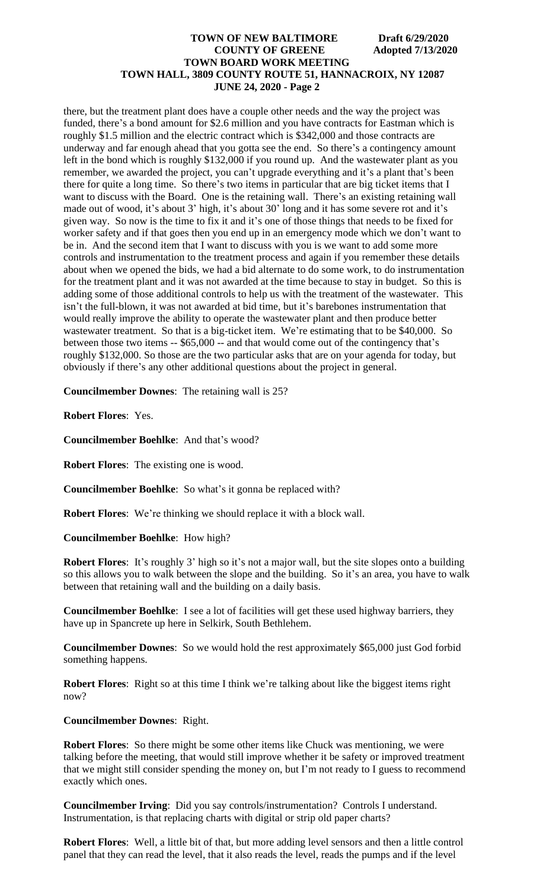there, but the treatment plant does have a couple other needs and the way the project was funded, there's a bond amount for $2.6 million and you have contracts for Eastman which is roughly $1.5 million and the electric contract which is $342,000 and those contracts are underway and far enough ahead that you gotta see the end. So there's a contingency amount left in the bond which is roughly $132,000 if you round up. And the wastewater plant as you remember, we awarded the project, you can't upgrade everything and it's a plant that's been there for quite a long time. So there's two items in particular that are big ticket items that I want to discuss with the Board. One is the retaining wall. There's an existing retaining wall made out of wood, it's about 3' high, it's about 30' long and it has some severe rot and it's given way. So now is the time to fix it and it's one of those things that needs to be fixed for worker safety and if that goes then you end up in an emergency mode which we don't want to be in. And the second item that I want to discuss with you is we want to add some more controls and instrumentation to the treatment process and again if you remember these details about when we opened the bids, we had a bid alternate to do some work, to do instrumentation for the treatment plant and it was not awarded at the time because to stay in budget. So this is adding some of those additional controls to help us with the treatment of the wastewater. This isn't the full-blown, it was not awarded at bid time, but it's barebones instrumentation that would really improve the ability to operate the wastewater plant and then produce better wastewater treatment. So that is a big-ticket item. We're estimating that to be $40,000. So between those two items -- $65,000 -- and that would come out of the contingency that's roughly $132,000. So those are the two particular asks that are on your agenda for today, but obviously if there's any other additional questions about the project in general.

**Councilmember Downes**: The retaining wall is 25?

**Robert Flores**: Yes.

**Councilmember Boehlke**: And that's wood?

**Robert Flores**: The existing one is wood.

**Councilmember Boehlke**: So what's it gonna be replaced with?

**Robert Flores**: We're thinking we should replace it with a block wall.

**Councilmember Boehlke**: How high?

**Robert Flores**: It's roughly 3' high so it's not a major wall, but the site slopes onto a building so this allows you to walk between the slope and the building. So it's an area, you have to walk between that retaining wall and the building on a daily basis.

**Councilmember Boehlke**: I see a lot of facilities will get these used highway barriers, they have up in Spancrete up here in Selkirk, South Bethlehem.

**Councilmember Downes**: So we would hold the rest approximately $65,000 just God forbid something happens.

**Robert Flores**: Right so at this time I think we're talking about like the biggest items right now?

**Councilmember Downes**: Right.

**Robert Flores**: So there might be some other items like Chuck was mentioning, we were talking before the meeting, that would still improve whether it be safety or improved treatment that we might still consider spending the money on, but I'm not ready to I guess to recommend exactly which ones.

**Councilmember Irving**: Did you say controls/instrumentation? Controls I understand. Instrumentation, is that replacing charts with digital or strip old paper charts?

**Robert Flores**: Well, a little bit of that, but more adding level sensors and then a little control panel that they can read the level, that it also reads the level, reads the pumps and if the level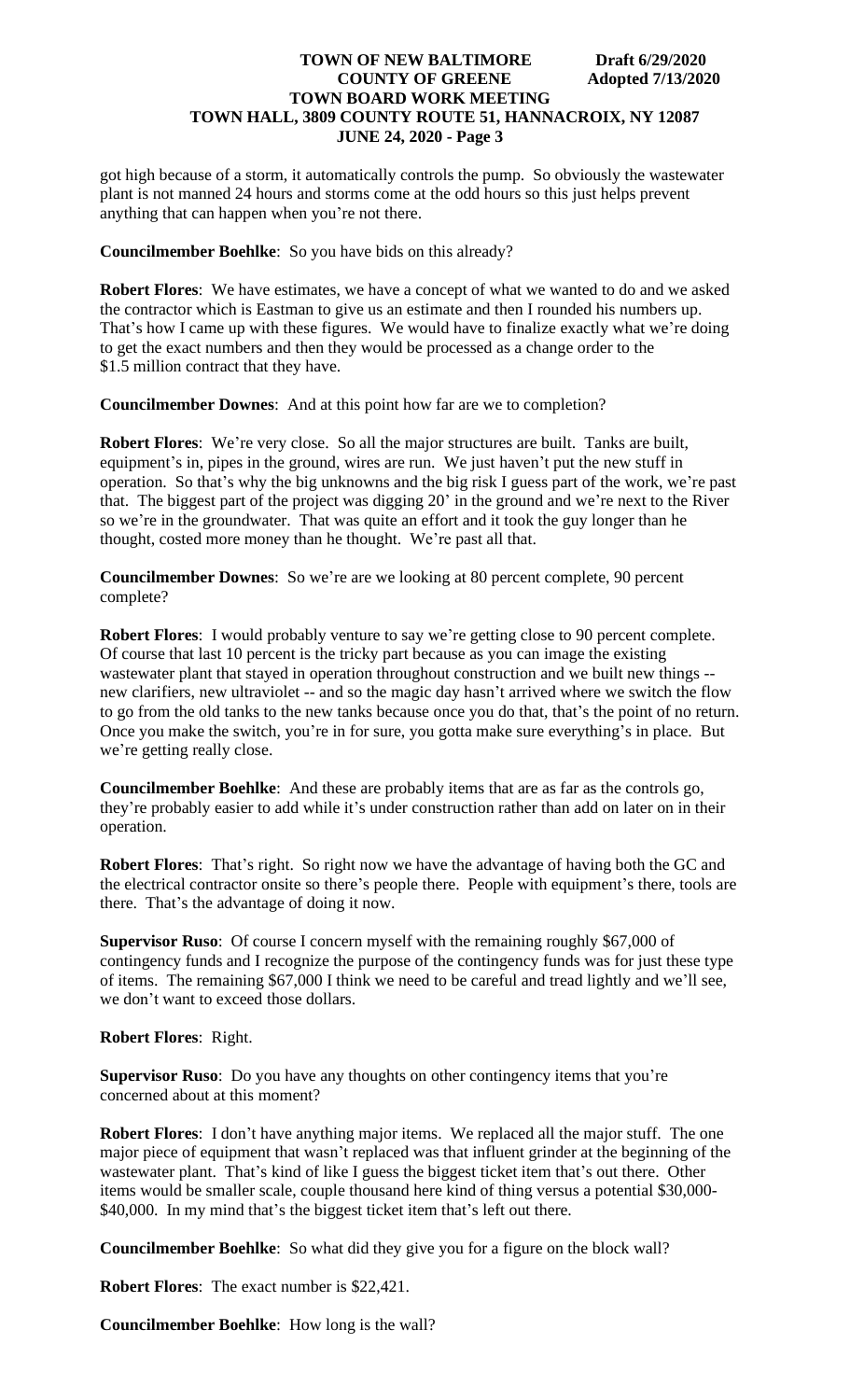got high because of a storm, it automatically controls the pump. So obviously the wastewater plant is not manned 24 hours and storms come at the odd hours so this just helps prevent anything that can happen when you're not there.

**Councilmember Boehlke**: So you have bids on this already?

**Robert Flores**: We have estimates, we have a concept of what we wanted to do and we asked the contractor which is Eastman to give us an estimate and then I rounded his numbers up. That's how I came up with these figures. We would have to finalize exactly what we're doing to get the exact numbers and then they would be processed as a change order to the $1.5 million contract that they have.

**Councilmember Downes**: And at this point how far are we to completion?

**Robert Flores**: We're very close. So all the major structures are built. Tanks are built, equipment's in, pipes in the ground, wires are run. We just haven't put the new stuff in operation. So that's why the big unknowns and the big risk I guess part of the work, we're past that. The biggest part of the project was digging 20' in the ground and we're next to the River so we're in the groundwater. That was quite an effort and it took the guy longer than he thought, costed more money than he thought. We're past all that.

**Councilmember Downes**: So we're are we looking at 80 percent complete, 90 percent complete?

**Robert Flores**: I would probably venture to say we're getting close to 90 percent complete. Of course that last 10 percent is the tricky part because as you can image the existing wastewater plant that stayed in operation throughout construction and we built new things -- new clarifiers, new ultraviolet -- and so the magic day hasn't arrived where we switch the flow to go from the old tanks to the new tanks because once you do that, that's the point of no return. Once you make the switch, you're in for sure, you gotta make sure everything's in place. But we're getting really close.

**Councilmember Boehlke**: And these are probably items that are as far as the controls go, they're probably easier to add while it's under construction rather than add on later on in their operation.

**Robert Flores**: That's right. So right now we have the advantage of having both the GC and the electrical contractor onsite so there's people there. People with equipment's there, tools are there. That's the advantage of doing it now.

**Supervisor Ruso**: Of course I concern myself with the remaining roughly $67,000 of contingency funds and I recognize the purpose of the contingency funds was for just these type of items. The remaining $67,000 I think we need to be careful and tread lightly and we'll see, we don't want to exceed those dollars.

**Robert Flores**: Right.

**Supervisor Ruso**: Do you have any thoughts on other contingency items that you're concerned about at this moment?

**Robert Flores**: I don't have anything major items. We replaced all the major stuff. The one major piece of equipment that wasn't replaced was that influent grinder at the beginning of the wastewater plant. That's kind of like I guess the biggest ticket item that's out there. Other items would be smaller scale, couple thousand here kind of thing versus a potential $30,000-$40,000. In my mind that's the biggest ticket item that's left out there.

**Councilmember Boehlke**: So what did they give you for a figure on the block wall?

**Robert Flores**: The exact number is $22,421.

**Councilmember Boehlke**: How long is the wall?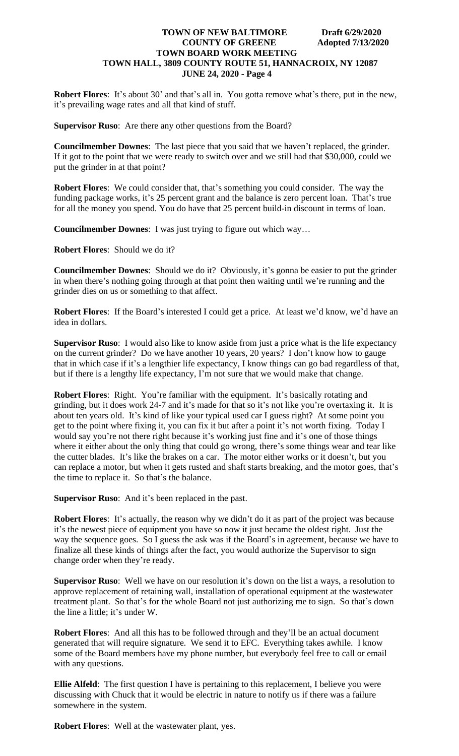**Robert Flores**: It's about 30' and that's all in. You gotta remove what's there, put in the new, it's prevailing wage rates and all that kind of stuff.

**Supervisor Ruso**: Are there any other questions from the Board?

**Councilmember Downes**: The last piece that you said that we haven't replaced, the grinder. If it got to the point that we were ready to switch over and we still had that $30,000, could we put the grinder in at that point?

**Robert Flores**: We could consider that, that's something you could consider. The way the funding package works, it's 25 percent grant and the balance is zero percent loan. That's true for all the money you spend. You do have that 25 percent build-in discount in terms of loan.

**Councilmember Downes**: I was just trying to figure out which way…

**Robert Flores**: Should we do it?

**Councilmember Downes**: Should we do it? Obviously, it's gonna be easier to put the grinder in when there's nothing going through at that point then waiting until we're running and the grinder dies on us or something to that affect.

**Robert Flores**: If the Board's interested I could get a price. At least we'd know, we'd have an idea in dollars.

**Supervisor Ruso**: I would also like to know aside from just a price what is the life expectancy on the current grinder? Do we have another 10 years, 20 years? I don't know how to gauge that in which case if it's a lengthier life expectancy, I know things can go bad regardless of that, but if there is a lengthy life expectancy, I'm not sure that we would make that change.

**Robert Flores**: Right. You're familiar with the equipment. It's basically rotating and grinding, but it does work 24-7 and it's made for that so it's not like you're overtaxing it. It is about ten years old. It's kind of like your typical used car I guess right? At some point you get to the point where fixing it, you can fix it but after a point it's not worth fixing. Today I would say you're not there right because it's working just fine and it's one of those things where it either about the only thing that could go wrong, there's some things wear and tear like the cutter blades. It's like the brakes on a car. The motor either works or it doesn't, but you can replace a motor, but when it gets rusted and shaft starts breaking, and the motor goes, that's the time to replace it. So that's the balance.

**Supervisor Ruso**: And it's been replaced in the past.

**Robert Flores**: It's actually, the reason why we didn't do it as part of the project was because it's the newest piece of equipment you have so now it just became the oldest right. Just the way the sequence goes. So I guess the ask was if the Board's in agreement, because we have to finalize all these kinds of things after the fact, you would authorize the Supervisor to sign change order when they're ready.

**Supervisor Ruso**: Well we have on our resolution it's down on the list a ways, a resolution to approve replacement of retaining wall, installation of operational equipment at the wastewater treatment plant. So that's for the whole Board not just authorizing me to sign. So that's down the line a little; it's under W.

**Robert Flores**: And all this has to be followed through and they'll be an actual document generated that will require signature. We send it to EFC. Everything takes awhile. I know some of the Board members have my phone number, but everybody feel free to call or email with any questions.

**Ellie Alfeld**: The first question I have is pertaining to this replacement, I believe you were discussing with Chuck that it would be electric in nature to notify us if there was a failure somewhere in the system.

**Robert Flores**: Well at the wastewater plant, yes.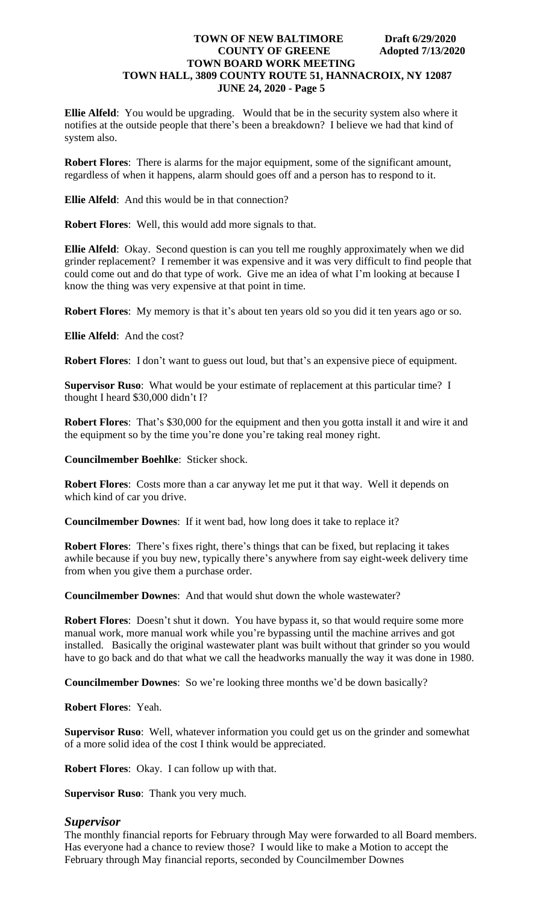**Ellie Alfeld**: You would be upgrading. Would that be in the security system also where it notifies at the outside people that there's been a breakdown? I believe we had that kind of system also.

**Robert Flores**: There is alarms for the major equipment, some of the significant amount, regardless of when it happens, alarm should goes off and a person has to respond to it.

**Ellie Alfeld**: And this would be in that connection?

**Robert Flores**: Well, this would add more signals to that.

**Ellie Alfeld**: Okay. Second question is can you tell me roughly approximately when we did grinder replacement? I remember it was expensive and it was very difficult to find people that could come out and do that type of work. Give me an idea of what I'm looking at because I know the thing was very expensive at that point in time.

**Robert Flores**: My memory is that it's about ten years old so you did it ten years ago or so.

**Ellie Alfeld**: And the cost?

**Robert Flores**: I don't want to guess out loud, but that's an expensive piece of equipment.

**Supervisor Ruso**: What would be your estimate of replacement at this particular time? I thought I heard $30,000 didn't I?

**Robert Flores**: That's $30,000 for the equipment and then you gotta install it and wire it and the equipment so by the time you're done you're taking real money right.

**Councilmember Boehlke**: Sticker shock.

**Robert Flores**: Costs more than a car anyway let me put it that way. Well it depends on which kind of car you drive.

**Councilmember Downes**: If it went bad, how long does it take to replace it?

**Robert Flores**: There's fixes right, there's things that can be fixed, but replacing it takes awhile because if you buy new, typically there's anywhere from say eight-week delivery time from when you give them a purchase order.

**Councilmember Downes**: And that would shut down the whole wastewater?

**Robert Flores**: Doesn't shut it down. You have bypass it, so that would require some more manual work, more manual work while you're bypassing until the machine arrives and got installed. Basically the original wastewater plant was built without that grinder so you would have to go back and do that what we call the headworks manually the way it was done in 1980.

**Councilmember Downes**: So we're looking three months we'd be down basically?

**Robert Flores**: Yeah.

**Supervisor Ruso**: Well, whatever information you could get us on the grinder and somewhat of a more solid idea of the cost I think would be appreciated.

**Robert Flores**: Okay. I can follow up with that.

**Supervisor Ruso**: Thank you very much.

### *Supervisor*

The monthly financial reports for February through May were forwarded to all Board members. Has everyone had a chance to review those? I would like to make a Motion to accept the February through May financial reports, seconded by Councilmember Downes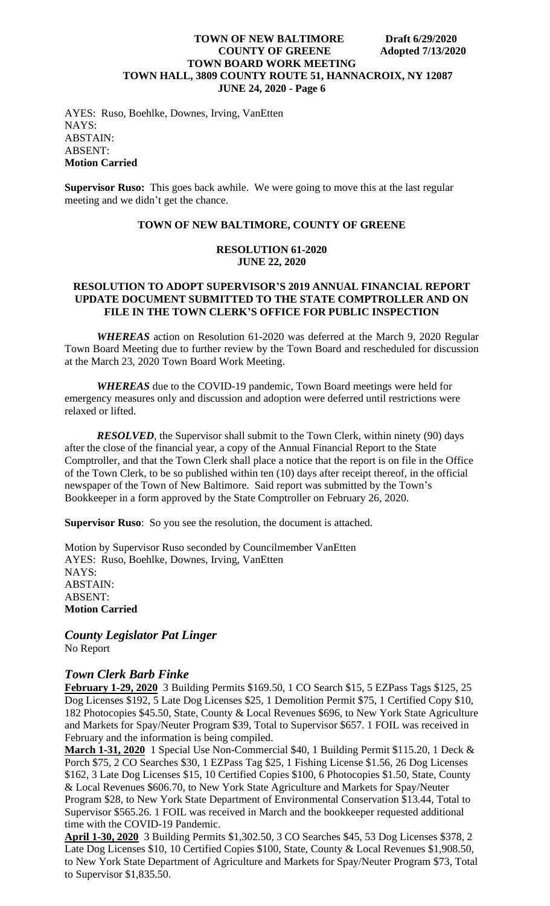AYES: Ruso, Boehlke, Downes, Irving, VanEtten
NAYS:
ABSTAIN:
ABSENT:
**Motion Carried**

**Supervisor Ruso:** This goes back awhile. We were going to move this at the last regular meeting and we didn't get the chance.

**TOWN OF NEW BALTIMORE, COUNTY OF GREENE**

**RESOLUTION 61-2020**
**JUNE 22, 2020**

**RESOLUTION TO ADOPT SUPERVISOR'S 2019 ANNUAL FINANCIAL REPORT UPDATE DOCUMENT SUBMITTED TO THE STATE COMPTROLLER AND ON FILE IN THE TOWN CLERK'S OFFICE FOR PUBLIC INSPECTION**

***WHEREAS*** action on Resolution 61-2020 was deferred at the March 9, 2020 Regular Town Board Meeting due to further review by the Town Board and rescheduled for discussion at the March 23, 2020 Town Board Work Meeting.

***WHEREAS*** due to the COVID-19 pandemic, Town Board meetings were held for emergency measures only and discussion and adoption were deferred until restrictions were relaxed or lifted.

***RESOLVED***, the Supervisor shall submit to the Town Clerk, within ninety (90) days after the close of the financial year, a copy of the Annual Financial Report to the State Comptroller, and that the Town Clerk shall place a notice that the report is on file in the Office of the Town Clerk, to be so published within ten (10) days after receipt thereof, in the official newspaper of the Town of New Baltimore. Said report was submitted by the Town's Bookkeeper in a form approved by the State Comptroller on February 26, 2020.

**Supervisor Ruso**: So you see the resolution, the document is attached.

Motion by Supervisor Ruso seconded by Councilmember VanEtten
AYES: Ruso, Boehlke, Downes, Irving, VanEtten
NAYS:
ABSTAIN:
ABSENT:
**Motion Carried**

### *County Legislator Pat Linger*

No Report

### *Town Clerk Barb Finke*

**February 1-29, 2020** 3 Building Permits $169.50, 1 CO Search $15, 5 EZPass Tags $125, 25 Dog Licenses $192, 5 Late Dog Licenses $25, 1 Demolition Permit $75, 1 Certified Copy $10, 182 Photocopies $45.50, State, County & Local Revenues $696, to New York State Agriculture and Markets for Spay/Neuter Program $39, Total to Supervisor $657. 1 FOIL was received in February and the information is being compiled.

**March 1-31, 2020** 1 Special Use Non-Commercial $40, 1 Building Permit $115.20, 1 Deck & Porch $75, 2 CO Searches $30, 1 EZPass Tag $25, 1 Fishing License $1.56, 26 Dog Licenses $162, 3 Late Dog Licenses $15, 10 Certified Copies $100, 6 Photocopies $1.50, State, County & Local Revenues $606.70, to New York State Agriculture and Markets for Spay/Neuter Program $28, to New York State Department of Environmental Conservation $13.44, Total to Supervisor $565.26. 1 FOIL was received in March and the bookkeeper requested additional time with the COVID-19 Pandemic.

**April 1-30, 2020** 3 Building Permits $1,302.50, 3 CO Searches $45, 53 Dog Licenses $378, 2 Late Dog Licenses $10, 10 Certified Copies $100, State, County & Local Revenues $1,908.50, to New York State Department of Agriculture and Markets for Spay/Neuter Program $73, Total to Supervisor $1,835.50.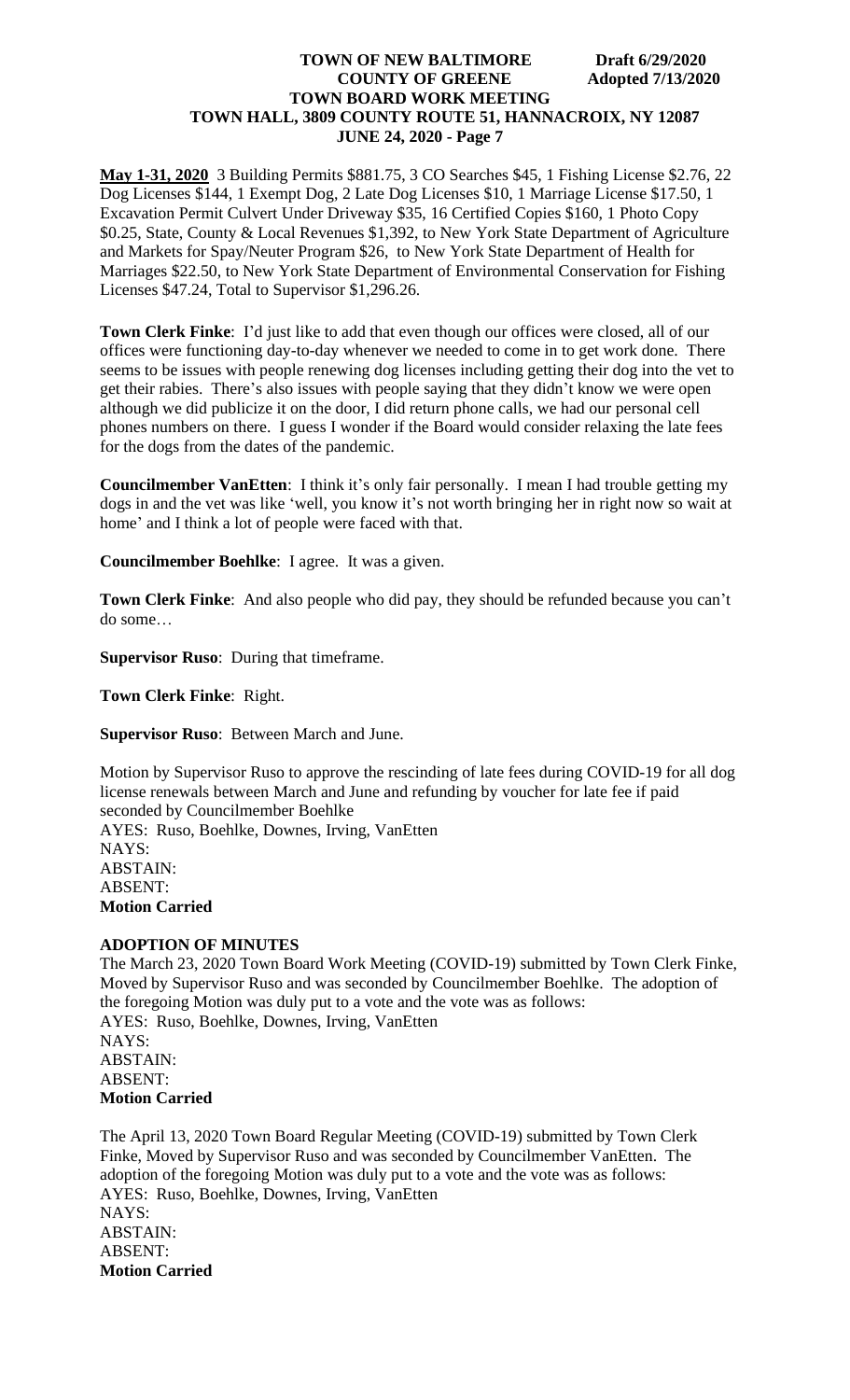**May 1-31, 2020** 3 Building Permits $881.75, 3 CO Searches $45, 1 Fishing License $2.76, 22 Dog Licenses $144, 1 Exempt Dog, 2 Late Dog Licenses $10, 1 Marriage License $17.50, 1 Excavation Permit Culvert Under Driveway $35, 16 Certified Copies $160, 1 Photo Copy $0.25, State, County & Local Revenues $1,392, to New York State Department of Agriculture and Markets for Spay/Neuter Program $26, to New York State Department of Health for Marriages $22.50, to New York State Department of Environmental Conservation for Fishing Licenses $47.24, Total to Supervisor $1,296.26.

**Town Clerk Finke**: I'd just like to add that even though our offices were closed, all of our offices were functioning day-to-day whenever we needed to come in to get work done. There seems to be issues with people renewing dog licenses including getting their dog into the vet to get their rabies. There's also issues with people saying that they didn't know we were open although we did publicize it on the door, I did return phone calls, we had our personal cell phones numbers on there. I guess I wonder if the Board would consider relaxing the late fees for the dogs from the dates of the pandemic.

**Councilmember VanEtten**: I think it's only fair personally. I mean I had trouble getting my dogs in and the vet was like 'well, you know it's not worth bringing her in right now so wait at home' and I think a lot of people were faced with that.

**Councilmember Boehlke**: I agree. It was a given.

**Town Clerk Finke**: And also people who did pay, they should be refunded because you can't do some…

**Supervisor Ruso**: During that timeframe.

**Town Clerk Finke**: Right.

**Supervisor Ruso**: Between March and June.

Motion by Supervisor Ruso to approve the rescinding of late fees during COVID-19 for all dog license renewals between March and June and refunding by voucher for late fee if paid seconded by Councilmember Boehlke
AYES: Ruso, Boehlke, Downes, Irving, VanEtten
NAYS:
ABSTAIN:
ABSENT:
**Motion Carried**

## ADOPTION OF MINUTES

The March 23, 2020 Town Board Work Meeting (COVID-19) submitted by Town Clerk Finke, Moved by Supervisor Ruso and was seconded by Councilmember Boehlke. The adoption of the foregoing Motion was duly put to a vote and the vote was as follows:
AYES: Ruso, Boehlke, Downes, Irving, VanEtten
NAYS:
ABSTAIN:
ABSENT:
**Motion Carried**

The April 13, 2020 Town Board Regular Meeting (COVID-19) submitted by Town Clerk Finke, Moved by Supervisor Ruso and was seconded by Councilmember VanEtten. The adoption of the foregoing Motion was duly put to a vote and the vote was as follows:
AYES: Ruso, Boehlke, Downes, Irving, VanEtten
NAYS:
ABSTAIN:
ABSENT:
**Motion Carried**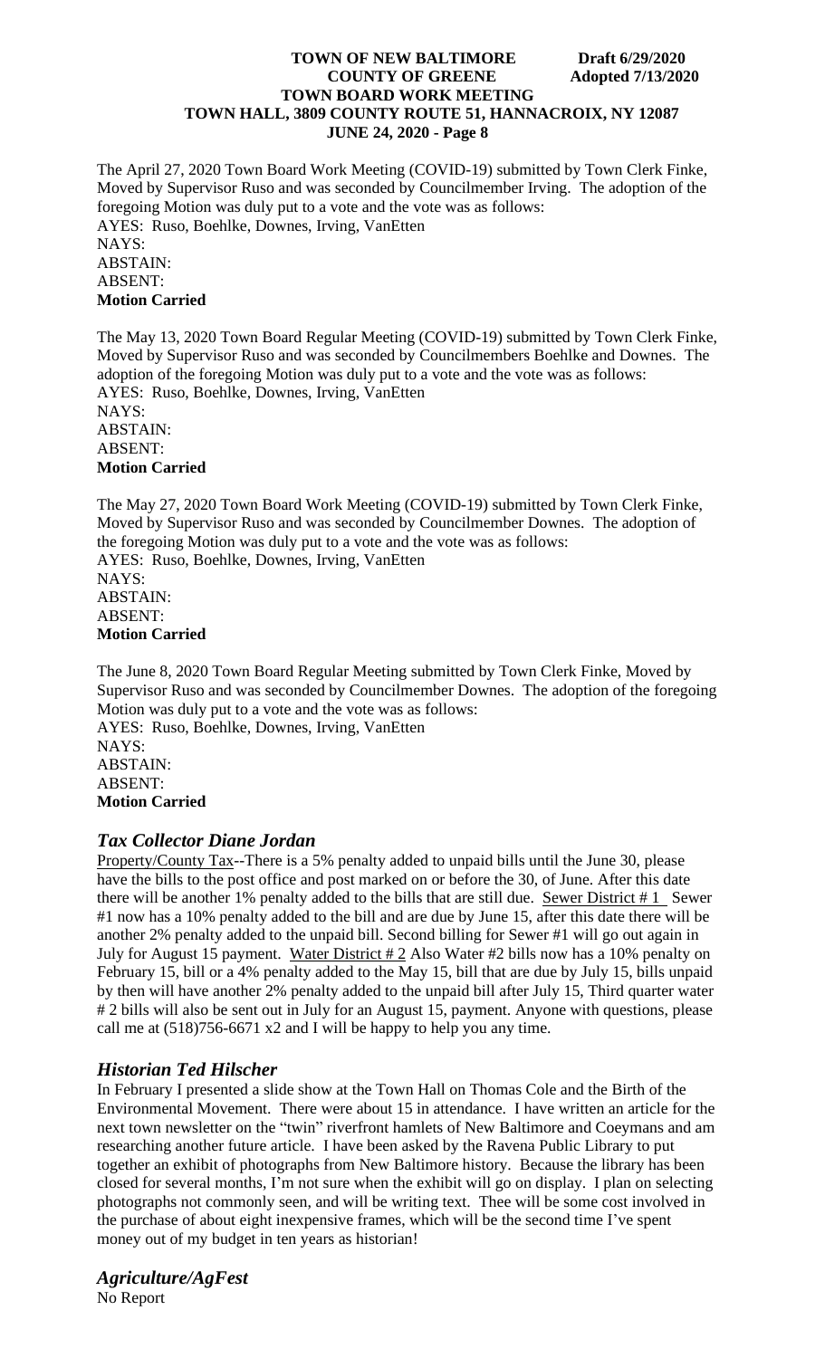The April 27, 2020 Town Board Work Meeting (COVID-19) submitted by Town Clerk Finke, Moved by Supervisor Ruso and was seconded by Councilmember Irving. The adoption of the foregoing Motion was duly put to a vote and the vote was as follows:
AYES: Ruso, Boehlke, Downes, Irving, VanEtten
NAYS:
ABSTAIN:
ABSENT:
**Motion Carried**

The May 13, 2020 Town Board Regular Meeting (COVID-19) submitted by Town Clerk Finke, Moved by Supervisor Ruso and was seconded by Councilmembers Boehlke and Downes. The adoption of the foregoing Motion was duly put to a vote and the vote was as follows:
AYES: Ruso, Boehlke, Downes, Irving, VanEtten
NAYS:
ABSTAIN:
ABSENT:
**Motion Carried**

The May 27, 2020 Town Board Work Meeting (COVID-19) submitted by Town Clerk Finke, Moved by Supervisor Ruso and was seconded by Councilmember Downes. The adoption of the foregoing Motion was duly put to a vote and the vote was as follows:
AYES: Ruso, Boehlke, Downes, Irving, VanEtten
NAYS:
ABSTAIN:
ABSENT:
**Motion Carried**

The June 8, 2020 Town Board Regular Meeting submitted by Town Clerk Finke, Moved by Supervisor Ruso and was seconded by Councilmember Downes. The adoption of the foregoing Motion was duly put to a vote and the vote was as follows:
AYES: Ruso, Boehlke, Downes, Irving, VanEtten
NAYS:
ABSTAIN:
ABSENT:
**Motion Carried**

## *Tax Collector Diane Jordan*

Property/County Tax--There is a 5% penalty added to unpaid bills until the June 30, please have the bills to the post office and post marked on or before the 30, of June. After this date there will be another 1% penalty added to the bills that are still due. Sewer District # 1 Sewer #1 now has a 10% penalty added to the bill and are due by June 15, after this date there will be another 2% penalty added to the unpaid bill. Second billing for Sewer #1 will go out again in July for August 15 payment. Water District # 2 Also Water #2 bills now has a 10% penalty on February 15, bill or a 4% penalty added to the May 15, bill that are due by July 15, bills unpaid by then will have another 2% penalty added to the unpaid bill after July 15, Third quarter water # 2 bills will also be sent out in July for an August 15, payment. Anyone with questions, please call me at (518)756-6671 x2 and I will be happy to help you any time.

## *Historian Ted Hilscher*

In February I presented a slide show at the Town Hall on Thomas Cole and the Birth of the Environmental Movement. There were about 15 in attendance. I have written an article for the next town newsletter on the "twin" riverfront hamlets of New Baltimore and Coeymans and am researching another future article. I have been asked by the Ravena Public Library to put together an exhibit of photographs from New Baltimore history. Because the library has been closed for several months, I'm not sure when the exhibit will go on display. I plan on selecting photographs not commonly seen, and will be writing text. Thee will be some cost involved in the purchase of about eight inexpensive frames, which will be the second time I've spent money out of my budget in ten years as historian!

## *Agriculture/AgFest*

No Report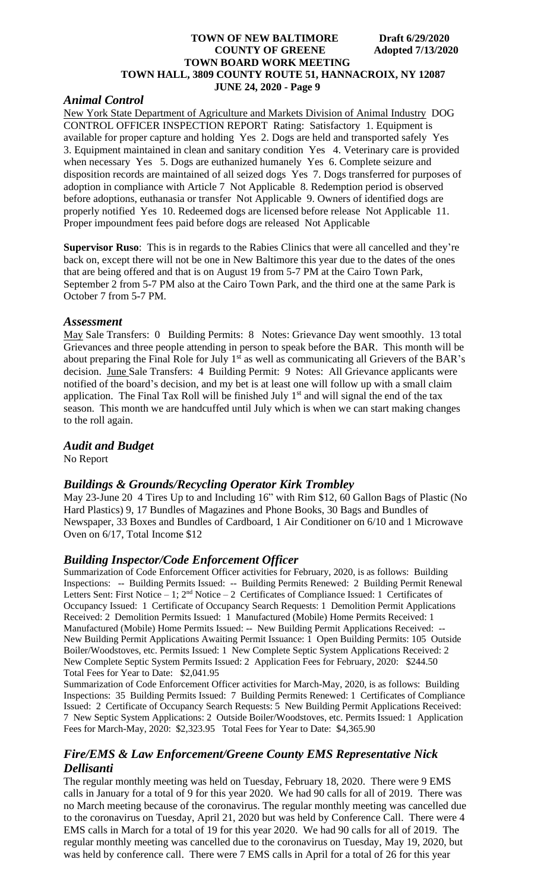## *Animal Control*

New York State Department of Agriculture and Markets Division of Animal Industry DOG CONTROL OFFICER INSPECTION REPORT Rating: Satisfactory 1. Equipment is available for proper capture and holding Yes 2. Dogs are held and transported safely Yes 3. Equipment maintained in clean and sanitary condition Yes 4. Veterinary care is provided when necessary Yes 5. Dogs are euthanized humanely Yes 6. Complete seizure and disposition records are maintained of all seized dogs Yes 7. Dogs transferred for purposes of adoption in compliance with Article 7 Not Applicable 8. Redemption period is observed before adoptions, euthanasia or transfer Not Applicable 9. Owners of identified dogs are properly notified Yes 10. Redeemed dogs are licensed before release Not Applicable 11. Proper impoundment fees paid before dogs are released Not Applicable

**Supervisor Ruso**: This is in regards to the Rabies Clinics that were all cancelled and they're back on, except there will not be one in New Baltimore this year due to the dates of the ones that are being offered and that is on August 19 from 5-7 PM at the Cairo Town Park, September 2 from 5-7 PM also at the Cairo Town Park, and the third one at the same Park is October 7 from 5-7 PM.

## *Assessment*

May Sale Transfers: 0 Building Permits: 8 Notes: Grievance Day went smoothly. 13 total Grievances and three people attending in person to speak before the BAR. This month will be about preparing the Final Role for July 1st as well as communicating all Grievers of the BAR's decision. June Sale Transfers: 4 Building Permit: 9 Notes: All Grievance applicants were notified of the board's decision, and my bet is at least one will follow up with a small claim application. The Final Tax Roll will be finished July 1st and will signal the end of the tax season. This month we are handcuffed until July which is when we can start making changes to the roll again.

## *Audit and Budget*

No Report

## *Buildings & Grounds/Recycling Operator Kirk Trombley*

May 23-June 20 4 Tires Up to and Including 16" with Rim $12, 60 Gallon Bags of Plastic (No Hard Plastics) 9, 17 Bundles of Magazines and Phone Books, 30 Bags and Bundles of Newspaper, 33 Boxes and Bundles of Cardboard, 1 Air Conditioner on 6/10 and 1 Microwave Oven on 6/17, Total Income $12

## *Building Inspector/Code Enforcement Officer*

Summarization of Code Enforcement Officer activities for February, 2020, is as follows: Building Inspections: -- Building Permits Issued: -- Building Permits Renewed: 2 Building Permit Renewal Letters Sent: First Notice – 1; 2nd Notice – 2 Certificates of Compliance Issued: 1 Certificates of Occupancy Issued: 1 Certificate of Occupancy Search Requests: 1 Demolition Permit Applications Received: 2 Demolition Permits Issued: 1 Manufactured (Mobile) Home Permits Received: 1 Manufactured (Mobile) Home Permits Issued: -- New Building Permit Applications Received: -- New Building Permit Applications Awaiting Permit Issuance: 1 Open Building Permits: 105 Outside Boiler/Woodstoves, etc. Permits Issued: 1 New Complete Septic System Applications Received: 2 New Complete Septic System Permits Issued: 2 Application Fees for February, 2020: $244.50 Total Fees for Year to Date: $2,041.95

Summarization of Code Enforcement Officer activities for March-May, 2020, is as follows: Building Inspections: 35 Building Permits Issued: 7 Building Permits Renewed: 1 Certificates of Compliance Issued: 2 Certificate of Occupancy Search Requests: 5 New Building Permit Applications Received: 7 New Septic System Applications: 2 Outside Boiler/Woodstoves, etc. Permits Issued: 1 Application Fees for March-May, 2020: $2,323.95 Total Fees for Year to Date: $4,365.90

## *Fire/EMS & Law Enforcement/Greene County EMS Representative Nick Dellisanti*

The regular monthly meeting was held on Tuesday, February 18, 2020. There were 9 EMS calls in January for a total of 9 for this year 2020. We had 90 calls for all of 2019. There was no March meeting because of the coronavirus. The regular monthly meeting was cancelled due to the coronavirus on Tuesday, April 21, 2020 but was held by Conference Call. There were 4 EMS calls in March for a total of 19 for this year 2020. We had 90 calls for all of 2019. The regular monthly meeting was cancelled due to the coronavirus on Tuesday, May 19, 2020, but was held by conference call. There were 7 EMS calls in April for a total of 26 for this year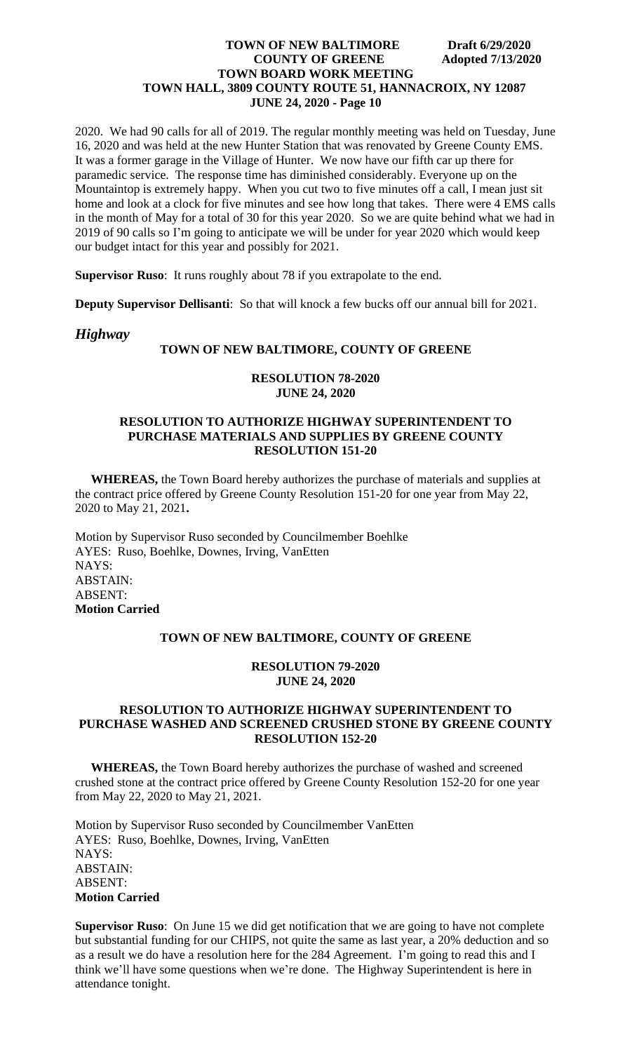2020. We had 90 calls for all of 2019. The regular monthly meeting was held on Tuesday, June 16, 2020 and was held at the new Hunter Station that was renovated by Greene County EMS. It was a former garage in the Village of Hunter. We now have our fifth car up there for paramedic service. The response time has diminished considerably. Everyone up on the Mountaintop is extremely happy. When you cut two to five minutes off a call, I mean just sit home and look at a clock for five minutes and see how long that takes. There were 4 EMS calls in the month of May for a total of 30 for this year 2020. So we are quite behind what we had in 2019 of 90 calls so I'm going to anticipate we will be under for year 2020 which would keep our budget intact for this year and possibly for 2021.

**Supervisor Ruso**: It runs roughly about 78 if you extrapolate to the end.

**Deputy Supervisor Dellisanti**: So that will knock a few bucks off our annual bill for 2021.

## *Highway*

**TOWN OF NEW BALTIMORE, COUNTY OF GREENE**

**RESOLUTION 78-2020**
**JUNE 24, 2020**

**RESOLUTION TO AUTHORIZE HIGHWAY SUPERINTENDENT TO PURCHASE MATERIALS AND SUPPLIES BY GREENE COUNTY RESOLUTION 151-20**

**WHEREAS,** the Town Board hereby authorizes the purchase of materials and supplies at the contract price offered by Greene County Resolution 151-20 for one year from May 22, 2020 to May 21, 2021**.**

Motion by Supervisor Ruso seconded by Councilmember Boehlke
AYES: Ruso, Boehlke, Downes, Irving, VanEtten
NAYS:
ABSTAIN:
ABSENT:
**Motion Carried**

**TOWN OF NEW BALTIMORE, COUNTY OF GREENE**

**RESOLUTION 79-2020**
**JUNE 24, 2020**

**RESOLUTION TO AUTHORIZE HIGHWAY SUPERINTENDENT TO PURCHASE WASHED AND SCREENED CRUSHED STONE BY GREENE COUNTY RESOLUTION 152-20**

**WHEREAS,** the Town Board hereby authorizes the purchase of washed and screened crushed stone at the contract price offered by Greene County Resolution 152-20 for one year from May 22, 2020 to May 21, 2021.

Motion by Supervisor Ruso seconded by Councilmember VanEtten
AYES: Ruso, Boehlke, Downes, Irving, VanEtten
NAYS:
ABSTAIN:
ABSENT:
**Motion Carried**

**Supervisor Ruso**: On June 15 we did get notification that we are going to have not complete but substantial funding for our CHIPS, not quite the same as last year, a 20% deduction and so as a result we do have a resolution here for the 284 Agreement. I'm going to read this and I think we'll have some questions when we're done. The Highway Superintendent is here in attendance tonight.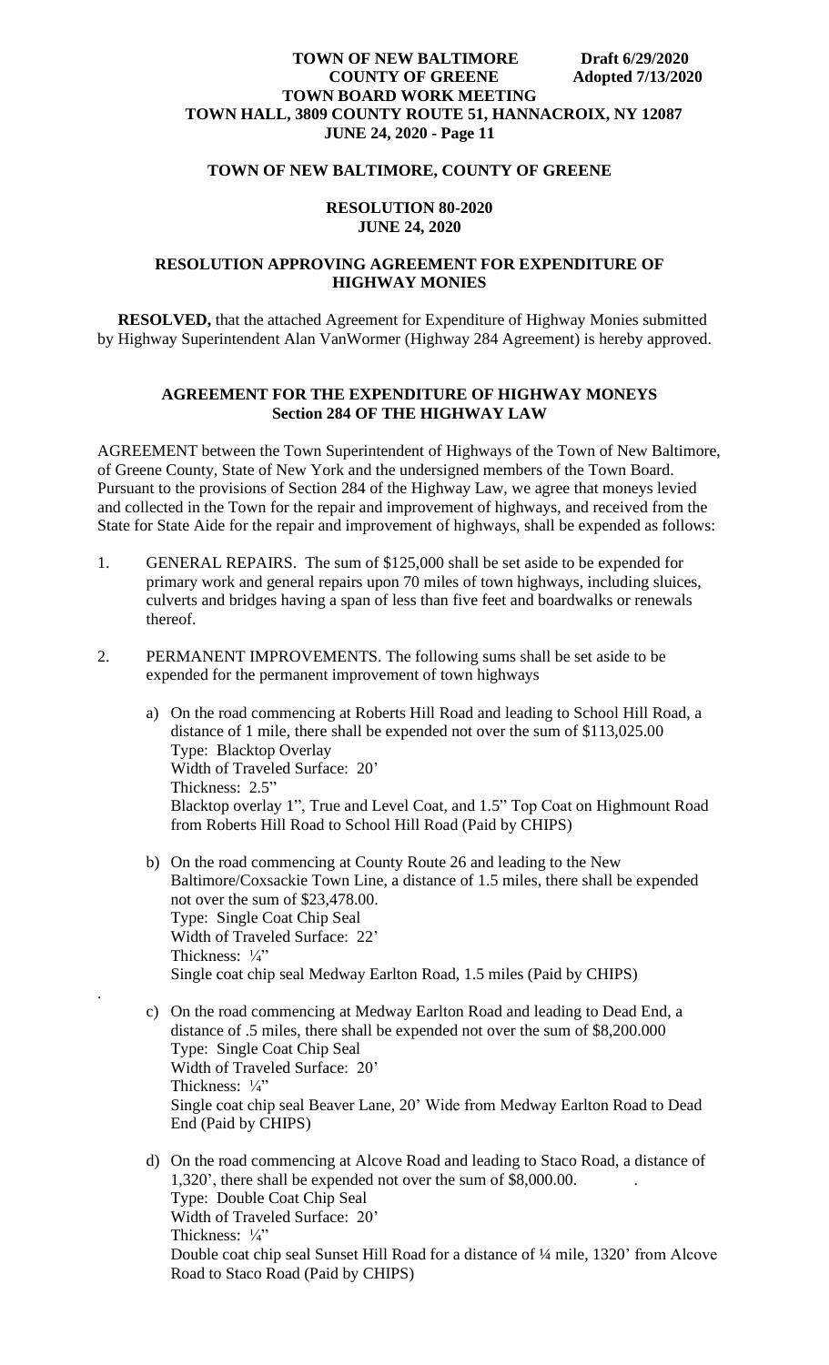## TOWN OF NEW BALTIMORE, COUNTY OF GREENE

### RESOLUTION 80-2020
### JUNE 24, 2020

### RESOLUTION APPROVING AGREEMENT FOR EXPENDITURE OF HIGHWAY MONIES

**RESOLVED,** that the attached Agreement for Expenditure of Highway Monies submitted by Highway Superintendent Alan VanWormer (Highway 284 Agreement) is hereby approved.

### AGREEMENT FOR THE EXPENDITURE OF HIGHWAY MONEYS
### Section 284 OF THE HIGHWAY LAW

AGREEMENT between the Town Superintendent of Highways of the Town of New Baltimore, of Greene County, State of New York and the undersigned members of the Town Board. Pursuant to the provisions of Section 284 of the Highway Law, we agree that moneys levied and collected in the Town for the repair and improvement of highways, and received from the State for State Aide for the repair and improvement of highways, shall be expended as follows:

1. GENERAL REPAIRS. The sum of $125,000 shall be set aside to be expended for primary work and general repairs upon 70 miles of town highways, including sluices, culverts and bridges having a span of less than five feet and boardwalks or renewals thereof.

2. PERMANENT IMPROVEMENTS. The following sums shall be set aside to be expended for the permanent improvement of town highways

   a) On the road commencing at Roberts Hill Road and leading to School Hill Road, a distance of 1 mile, there shall be expended not over the sum of $113,025.00
      Type: Blacktop Overlay
      Width of Traveled Surface: 20'
      Thickness: 2.5"
      Blacktop overlay 1", True and Level Coat, and 1.5" Top Coat on Highmount Road from Roberts Hill Road to School Hill Road (Paid by CHIPS)

   b) On the road commencing at County Route 26 and leading to the New Baltimore/Coxsackie Town Line, a distance of 1.5 miles, there shall be expended not over the sum of $23,478.00.
      Type: Single Coat Chip Seal
      Width of Traveled Surface: 22'
      Thickness: ¼"
      Single coat chip seal Medway Earlton Road, 1.5 miles (Paid by CHIPS)

   c) On the road commencing at Medway Earlton Road and leading to Dead End, a distance of .5 miles, there shall be expended not over the sum of $8,200.000
      Type: Single Coat Chip Seal
      Width of Traveled Surface: 20'
      Thickness: ¼"
      Single coat chip seal Beaver Lane, 20' Wide from Medway Earlton Road to Dead End (Paid by CHIPS)

   d) On the road commencing at Alcove Road and leading to Staco Road, a distance of 1,320', there shall be expended not over the sum of $8,000.00.
      Type: Double Coat Chip Seal
      Width of Traveled Surface: 20'
      Thickness: ¼"
      Double coat chip seal Sunset Hill Road for a distance of ¼ mile, 1320' from Alcove Road to Staco Road (Paid by CHIPS)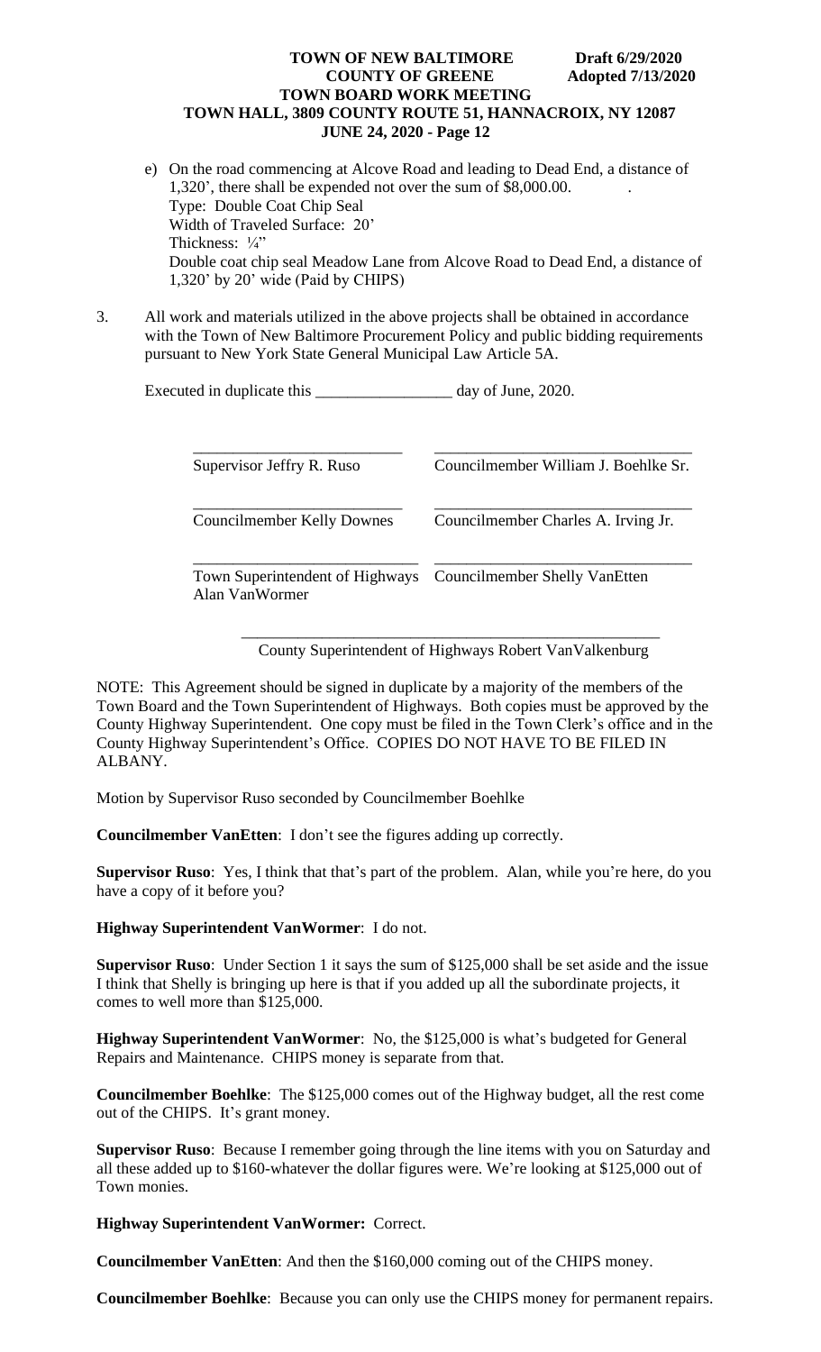e) On the road commencing at Alcove Road and leading to Dead End, a distance of 1,320', there shall be expended not over the sum of $8,000.00.
   Type: Double Coat Chip Seal
   Width of Traveled Surface: 20'
   Thickness: ¼"
   Double coat chip seal Meadow Lane from Alcove Road to Dead End, a distance of 1,320' by 20' wide (Paid by CHIPS)

3. All work and materials utilized in the above projects shall be obtained in accordance with the Town of New Baltimore Procurement Policy and public bidding requirements pursuant to New York State General Municipal Law Article 5A.

Executed in duplicate this _________________ day of June, 2020.

| | |
|---|---|
| ___________________________ | ________________________________ |
| Supervisor Jeffry R. Ruso | Councilmember William J. Boehlke Sr. |
| ___________________________ | ________________________________ |
| Councilmember Kelly Downes | Councilmember Charles A. Irving Jr. |
| ___________________________ | ________________________________ |
| Town Superintendent of Highways Alan VanWormer | Councilmember Shelly VanEtten |

_____________________________________________________

County Superintendent of Highways Robert VanValkenburg

NOTE: This Agreement should be signed in duplicate by a majority of the members of the Town Board and the Town Superintendent of Highways. Both copies must be approved by the County Highway Superintendent. One copy must be filed in the Town Clerk's office and in the County Highway Superintendent's Office. COPIES DO NOT HAVE TO BE FILED IN ALBANY.

Motion by Supervisor Ruso seconded by Councilmember Boehlke

**Councilmember VanEtten**: I don't see the figures adding up correctly.

**Supervisor Ruso**: Yes, I think that that's part of the problem. Alan, while you're here, do you have a copy of it before you?

**Highway Superintendent VanWormer**: I do not.

**Supervisor Ruso**: Under Section 1 it says the sum of $125,000 shall be set aside and the issue I think that Shelly is bringing up here is that if you added up all the subordinate projects, it comes to well more than $125,000.

**Highway Superintendent VanWormer**: No, the $125,000 is what's budgeted for General Repairs and Maintenance. CHIPS money is separate from that.

**Councilmember Boehlke**: The $125,000 comes out of the Highway budget, all the rest come out of the CHIPS. It's grant money.

**Supervisor Ruso**: Because I remember going through the line items with you on Saturday and all these added up to $160-whatever the dollar figures were. We're looking at $125,000 out of Town monies.

**Highway Superintendent VanWormer:** Correct.

**Councilmember VanEtten**: And then the $160,000 coming out of the CHIPS money.

**Councilmember Boehlke**: Because you can only use the CHIPS money for permanent repairs.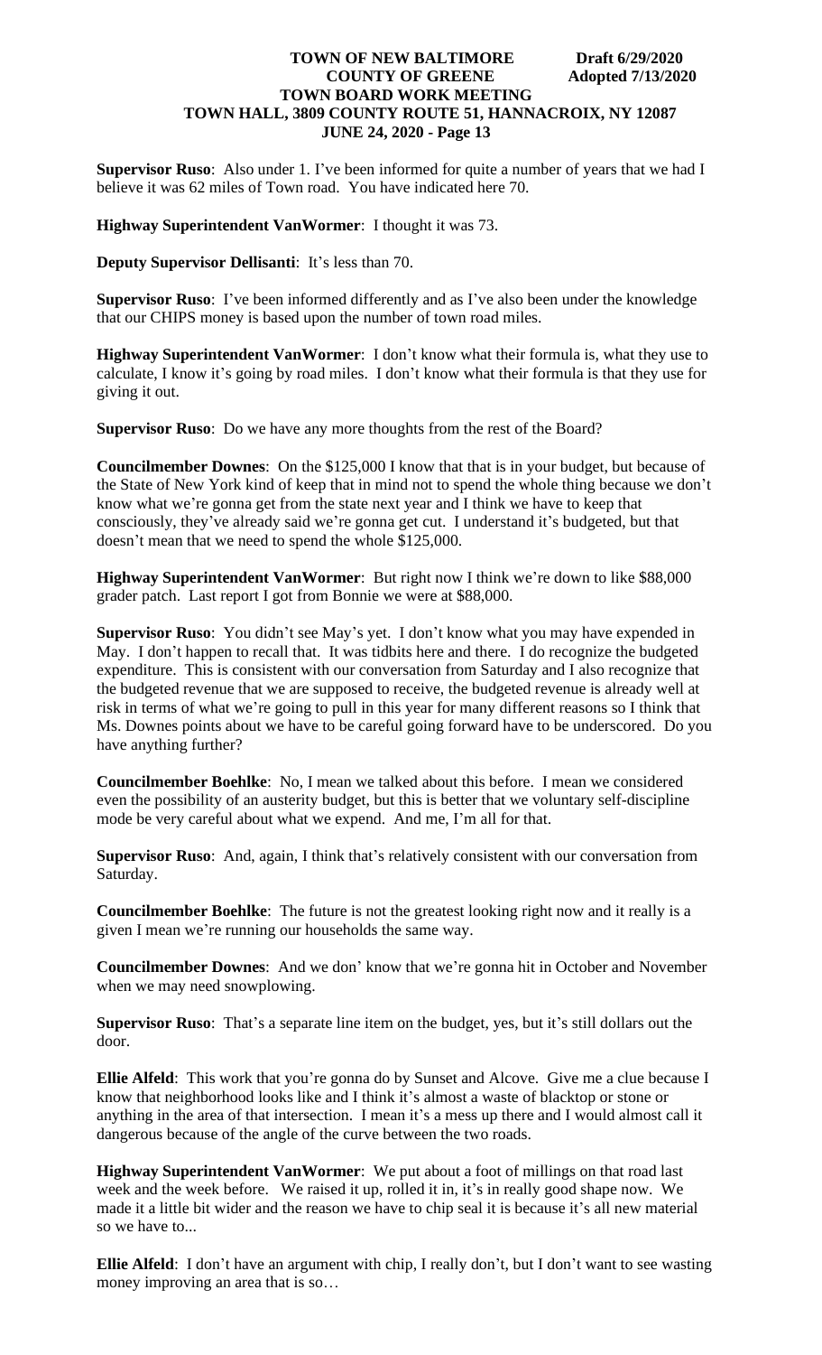**Supervisor Ruso**: Also under 1. I've been informed for quite a number of years that we had I believe it was 62 miles of Town road. You have indicated here 70.

**Highway Superintendent VanWormer**: I thought it was 73.

**Deputy Supervisor Dellisanti**: It's less than 70.

**Supervisor Ruso**: I've been informed differently and as I've also been under the knowledge that our CHIPS money is based upon the number of town road miles.

**Highway Superintendent VanWormer**: I don't know what their formula is, what they use to calculate, I know it's going by road miles. I don't know what their formula is that they use for giving it out.

**Supervisor Ruso**: Do we have any more thoughts from the rest of the Board?

**Councilmember Downes**: On the $125,000 I know that that is in your budget, but because of the State of New York kind of keep that in mind not to spend the whole thing because we don't know what we're gonna get from the state next year and I think we have to keep that consciously, they've already said we're gonna get cut. I understand it's budgeted, but that doesn't mean that we need to spend the whole $125,000.

**Highway Superintendent VanWormer**: But right now I think we're down to like $88,000 grader patch. Last report I got from Bonnie we were at $88,000.

**Supervisor Ruso**: You didn't see May's yet. I don't know what you may have expended in May. I don't happen to recall that. It was tidbits here and there. I do recognize the budgeted expenditure. This is consistent with our conversation from Saturday and I also recognize that the budgeted revenue that we are supposed to receive, the budgeted revenue is already well at risk in terms of what we're going to pull in this year for many different reasons so I think that Ms. Downes points about we have to be careful going forward have to be underscored. Do you have anything further?

**Councilmember Boehlke**: No, I mean we talked about this before. I mean we considered even the possibility of an austerity budget, but this is better that we voluntary self-discipline mode be very careful about what we expend. And me, I'm all for that.

**Supervisor Ruso**: And, again, I think that's relatively consistent with our conversation from Saturday.

**Councilmember Boehlke**: The future is not the greatest looking right now and it really is a given I mean we're running our households the same way.

**Councilmember Downes**: And we don' know that we're gonna hit in October and November when we may need snowplowing.

**Supervisor Ruso**: That's a separate line item on the budget, yes, but it's still dollars out the door.

**Ellie Alfeld**: This work that you're gonna do by Sunset and Alcove. Give me a clue because I know that neighborhood looks like and I think it's almost a waste of blacktop or stone or anything in the area of that intersection. I mean it's a mess up there and I would almost call it dangerous because of the angle of the curve between the two roads.

**Highway Superintendent VanWormer**: We put about a foot of millings on that road last week and the week before. We raised it up, rolled it in, it's in really good shape now. We made it a little bit wider and the reason we have to chip seal it is because it's all new material so we have to...

**Ellie Alfeld**: I don't have an argument with chip, I really don't, but I don't want to see wasting money improving an area that is so…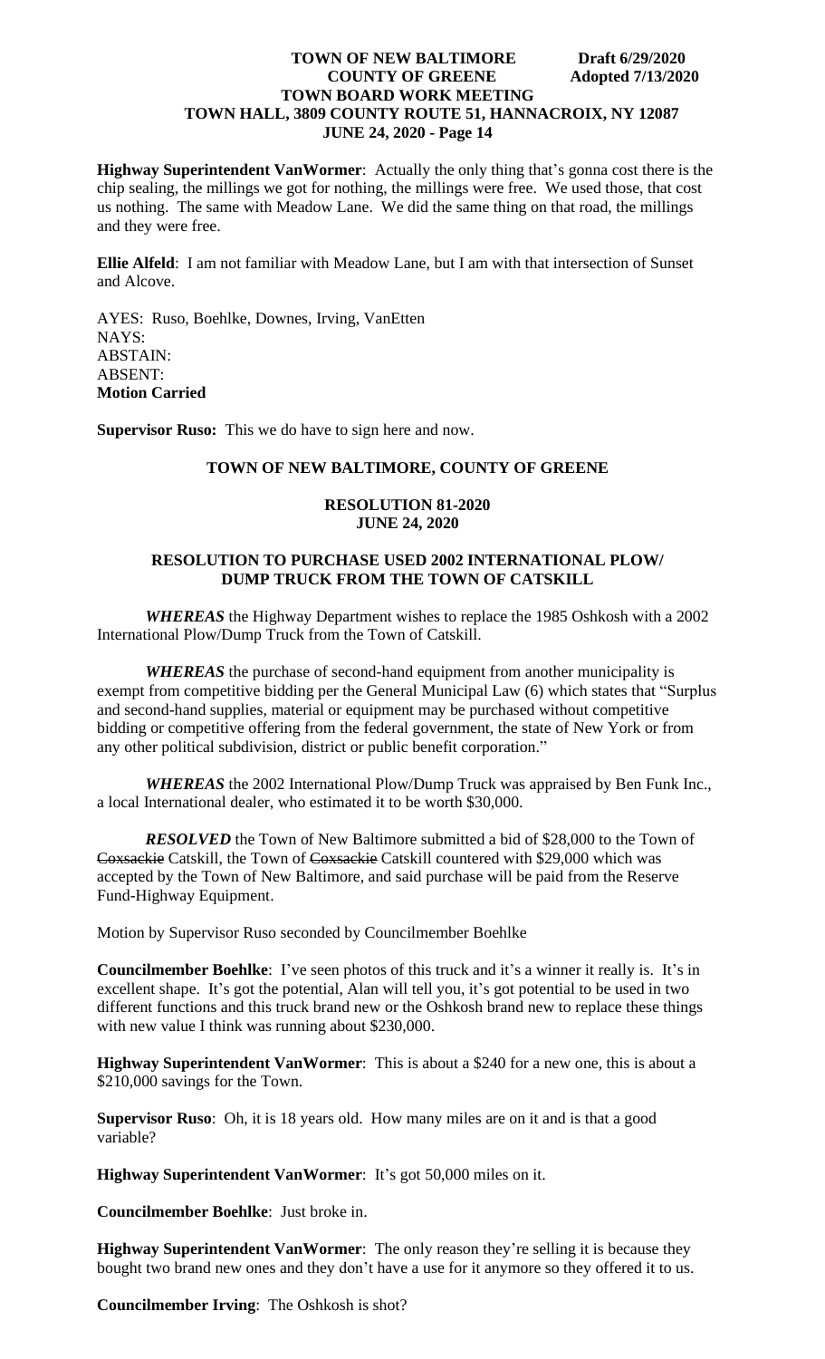**Highway Superintendent VanWormer**: Actually the only thing that's gonna cost there is the chip sealing, the millings we got for nothing, the millings were free. We used those, that cost us nothing. The same with Meadow Lane. We did the same thing on that road, the millings and they were free.

**Ellie Alfeld**: I am not familiar with Meadow Lane, but I am with that intersection of Sunset and Alcove.

AYES: Ruso, Boehlke, Downes, Irving, VanEtten
NAYS:
ABSTAIN:
ABSENT:
**Motion Carried**

**Supervisor Ruso:** This we do have to sign here and now.

## TOWN OF NEW BALTIMORE, COUNTY OF GREENE

### RESOLUTION 81-2020
### JUNE 24, 2020

### RESOLUTION TO PURCHASE USED 2002 INTERNATIONAL PLOW/ DUMP TRUCK FROM THE TOWN OF CATSKILL

***WHEREAS*** the Highway Department wishes to replace the 1985 Oshkosh with a 2002 International Plow/Dump Truck from the Town of Catskill.

***WHEREAS*** the purchase of second-hand equipment from another municipality is exempt from competitive bidding per the General Municipal Law (6) which states that "Surplus and second-hand supplies, material or equipment may be purchased without competitive bidding or competitive offering from the federal government, the state of New York or from any other political subdivision, district or public benefit corporation."

***WHEREAS*** the 2002 International Plow/Dump Truck was appraised by Ben Funk Inc., a local International dealer, who estimated it to be worth $30,000.

***RESOLVED*** the Town of New Baltimore submitted a bid of $28,000 to the Town of ~~Coxsackie~~ Catskill, the Town of ~~Coxsackie~~ Catskill countered with $29,000 which was accepted by the Town of New Baltimore, and said purchase will be paid from the Reserve Fund-Highway Equipment.

Motion by Supervisor Ruso seconded by Councilmember Boehlke

**Councilmember Boehlke**: I've seen photos of this truck and it's a winner it really is. It's in excellent shape. It's got the potential, Alan will tell you, it's got potential to be used in two different functions and this truck brand new or the Oshkosh brand new to replace these things with new value I think was running about $230,000.

**Highway Superintendent VanWormer**: This is about a $240 for a new one, this is about a $210,000 savings for the Town.

**Supervisor Ruso**: Oh, it is 18 years old. How many miles are on it and is that a good variable?

**Highway Superintendent VanWormer**: It's got 50,000 miles on it.

**Councilmember Boehlke**: Just broke in.

**Highway Superintendent VanWormer**: The only reason they're selling it is because they bought two brand new ones and they don't have a use for it anymore so they offered it to us.

**Councilmember Irving**: The Oshkosh is shot?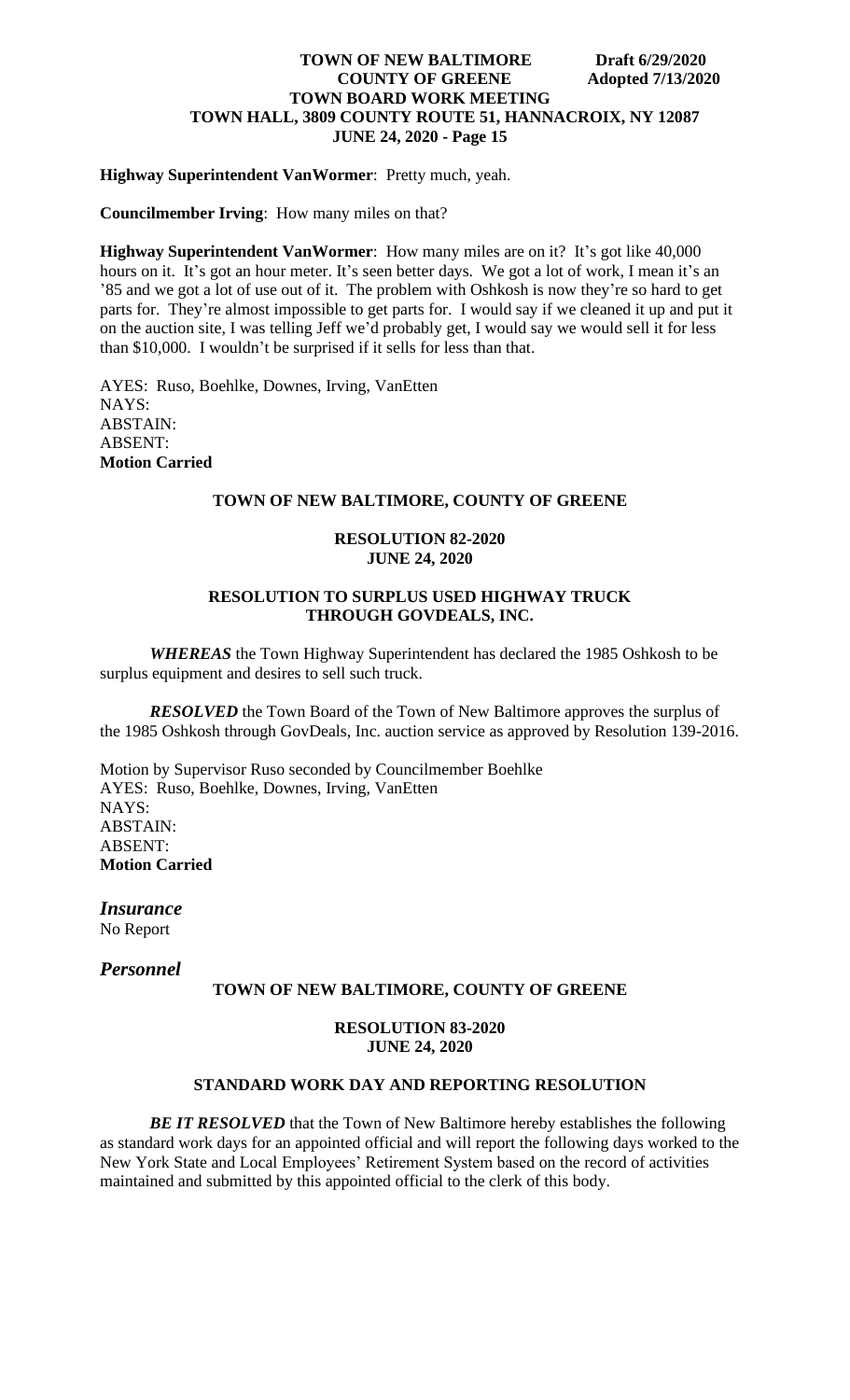**Highway Superintendent VanWormer**: Pretty much, yeah.

**Councilmember Irving**: How many miles on that?

**Highway Superintendent VanWormer**: How many miles are on it? It's got like 40,000 hours on it. It's got an hour meter. It's seen better days. We got a lot of work, I mean it's an '85 and we got a lot of use out of it. The problem with Oshkosh is now they're so hard to get parts for. They're almost impossible to get parts for. I would say if we cleaned it up and put it on the auction site, I was telling Jeff we'd probably get, I would say we would sell it for less than $10,000. I wouldn't be surprised if it sells for less than that.

AYES: Ruso, Boehlke, Downes, Irving, VanEtten
NAYS:
ABSTAIN:
ABSENT:
**Motion Carried**

**TOWN OF NEW BALTIMORE, COUNTY OF GREENE**

**RESOLUTION 82-2020**
**JUNE 24, 2020**

**RESOLUTION TO SURPLUS USED HIGHWAY TRUCK THROUGH GOVDEALS, INC.**

***WHEREAS*** the Town Highway Superintendent has declared the 1985 Oshkosh to be surplus equipment and desires to sell such truck.

***RESOLVED*** the Town Board of the Town of New Baltimore approves the surplus of the 1985 Oshkosh through GovDeals, Inc. auction service as approved by Resolution 139-2016.

Motion by Supervisor Ruso seconded by Councilmember Boehlke
AYES: Ruso, Boehlke, Downes, Irving, VanEtten
NAYS:
ABSTAIN:
ABSENT:
**Motion Carried**

## *Insurance*

No Report

## *Personnel*

**TOWN OF NEW BALTIMORE, COUNTY OF GREENE**

**RESOLUTION 83-2020**
**JUNE 24, 2020**

**STANDARD WORK DAY AND REPORTING RESOLUTION**

***BE IT RESOLVED*** that the Town of New Baltimore hereby establishes the following as standard work days for an appointed official and will report the following days worked to the New York State and Local Employees' Retirement System based on the record of activities maintained and submitted by this appointed official to the clerk of this body.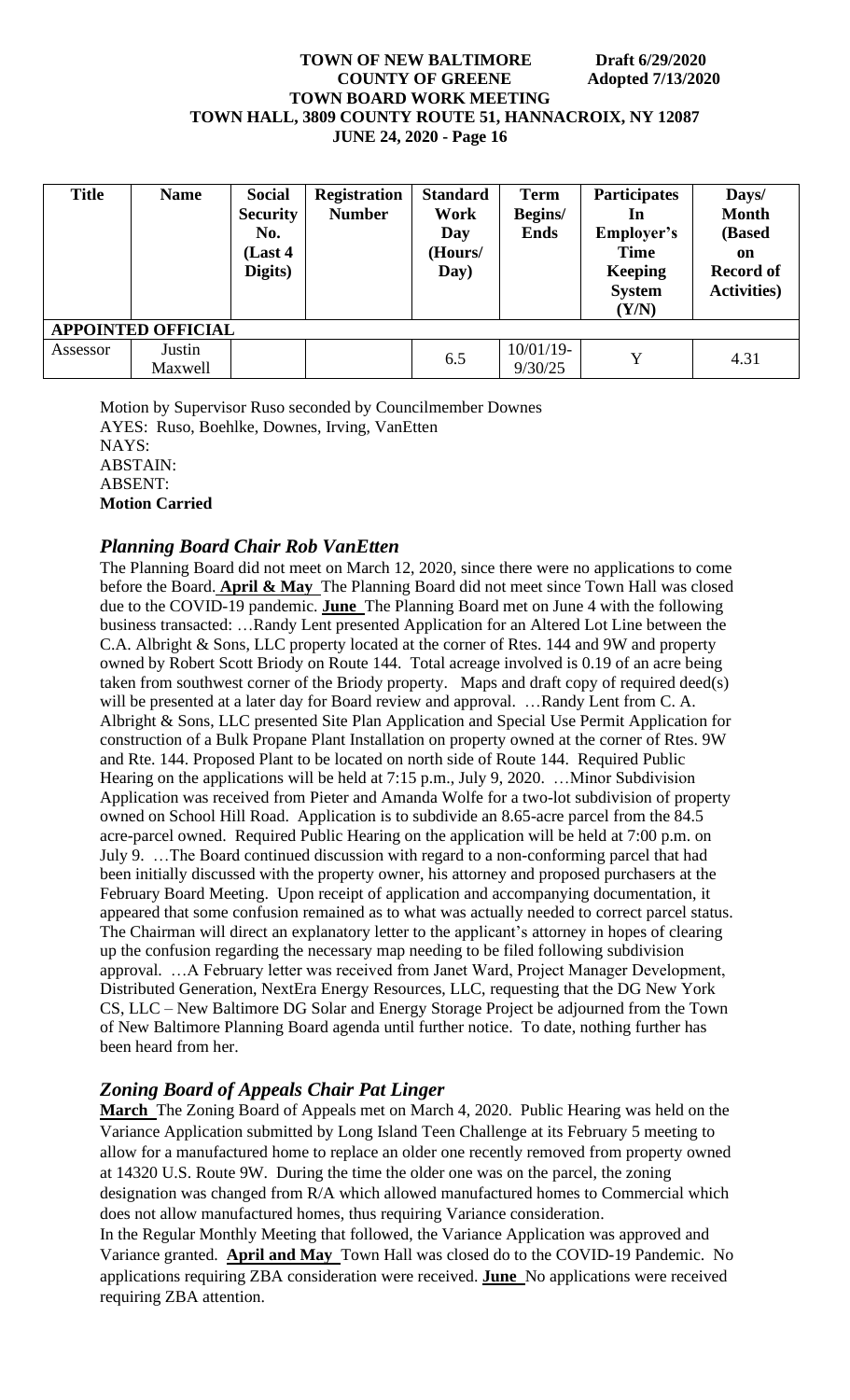| Title | Name | Social Security No. (Last 4 Digits) | Registration Number | Standard Work Day (Hours/ Day) | Term Begins/ Ends | Participates In Employer's Time Keeping System (Y/N) | Days/ Month (Based on Record of Activities) |
|---|---|---|---|---|---|---|---|
| **APPOINTED OFFICIAL** | | | | | | | |
| Assessor | Justin Maxwell | | | 6.5 | 10/01/19- 9/30/25 | Y | 4.31 |

Motion by Supervisor Ruso seconded by Councilmember Downes
AYES: Ruso, Boehlke, Downes, Irving, VanEtten
NAYS:
ABSTAIN:
ABSENT:
**Motion Carried**

## *Planning Board Chair Rob VanEtten*

The Planning Board did not meet on March 12, 2020, since there were no applications to come before the Board. **April & May** The Planning Board did not meet since Town Hall was closed due to the COVID-19 pandemic. **June** The Planning Board met on June 4 with the following business transacted: …Randy Lent presented Application for an Altered Lot Line between the C.A. Albright & Sons, LLC property located at the corner of Rtes. 144 and 9W and property owned by Robert Scott Briody on Route 144. Total acreage involved is 0.19 of an acre being taken from southwest corner of the Briody property. Maps and draft copy of required deed(s) will be presented at a later day for Board review and approval. …Randy Lent from C. A. Albright & Sons, LLC presented Site Plan Application and Special Use Permit Application for construction of a Bulk Propane Plant Installation on property owned at the corner of Rtes. 9W and Rte. 144. Proposed Plant to be located on north side of Route 144. Required Public Hearing on the applications will be held at 7:15 p.m., July 9, 2020. …Minor Subdivision Application was received from Pieter and Amanda Wolfe for a two-lot subdivision of property owned on School Hill Road. Application is to subdivide an 8.65-acre parcel from the 84.5 acre-parcel owned. Required Public Hearing on the application will be held at 7:00 p.m. on July 9. …The Board continued discussion with regard to a non-conforming parcel that had been initially discussed with the property owner, his attorney and proposed purchasers at the February Board Meeting. Upon receipt of application and accompanying documentation, it appeared that some confusion remained as to what was actually needed to correct parcel status. The Chairman will direct an explanatory letter to the applicant's attorney in hopes of clearing up the confusion regarding the necessary map needing to be filed following subdivision approval. …A February letter was received from Janet Ward, Project Manager Development, Distributed Generation, NextEra Energy Resources, LLC, requesting that the DG New York CS, LLC – New Baltimore DG Solar and Energy Storage Project be adjourned from the Town of New Baltimore Planning Board agenda until further notice. To date, nothing further has been heard from her.

## *Zoning Board of Appeals Chair Pat Linger*

**March** The Zoning Board of Appeals met on March 4, 2020. Public Hearing was held on the Variance Application submitted by Long Island Teen Challenge at its February 5 meeting to allow for a manufactured home to replace an older one recently removed from property owned at 14320 U.S. Route 9W. During the time the older one was on the parcel, the zoning designation was changed from R/A which allowed manufactured homes to Commercial which does not allow manufactured homes, thus requiring Variance consideration.

In the Regular Monthly Meeting that followed, the Variance Application was approved and Variance granted. **April and May** Town Hall was closed do to the COVID-19 Pandemic. No applications requiring ZBA consideration were received. **June** No applications were received requiring ZBA attention.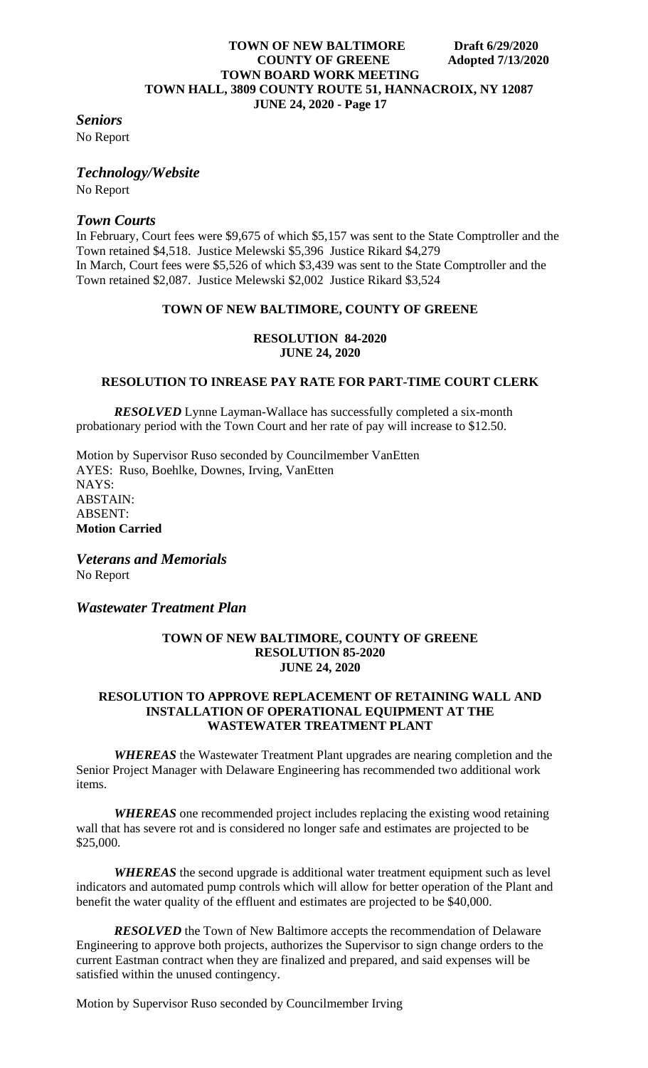### *Seniors*

No Report

### *Technology/Website*

No Report

### *Town Courts*

In February, Court fees were $9,675 of which $5,157 was sent to the State Comptroller and the Town retained $4,518. Justice Melewski $5,396 Justice Rikard $4,279
In March, Court fees were $5,526 of which $3,439 was sent to the State Comptroller and the Town retained $2,087. Justice Melewski $2,002 Justice Rikard $3,524

**TOWN OF NEW BALTIMORE, COUNTY OF GREENE**

**RESOLUTION 84-2020**
**JUNE 24, 2020**

**RESOLUTION TO INREASE PAY RATE FOR PART-TIME COURT CLERK**

***RESOLVED*** Lynne Layman-Wallace has successfully completed a six-month probationary period with the Town Court and her rate of pay will increase to $12.50.

Motion by Supervisor Ruso seconded by Councilmember VanEtten
AYES: Ruso, Boehlke, Downes, Irving, VanEtten
NAYS:
ABSTAIN:
ABSENT:
**Motion Carried**

### *Veterans and Memorials*

No Report

### *Wastewater Treatment Plan*

**TOWN OF NEW BALTIMORE, COUNTY OF GREENE**
**RESOLUTION 85-2020**
**JUNE 24, 2020**

**RESOLUTION TO APPROVE REPLACEMENT OF RETAINING WALL AND INSTALLATION OF OPERATIONAL EQUIPMENT AT THE WASTEWATER TREATMENT PLANT**

***WHEREAS*** the Wastewater Treatment Plant upgrades are nearing completion and the Senior Project Manager with Delaware Engineering has recommended two additional work items.

***WHEREAS*** one recommended project includes replacing the existing wood retaining wall that has severe rot and is considered no longer safe and estimates are projected to be $25,000.

***WHEREAS*** the second upgrade is additional water treatment equipment such as level indicators and automated pump controls which will allow for better operation of the Plant and benefit the water quality of the effluent and estimates are projected to be $40,000.

***RESOLVED*** the Town of New Baltimore accepts the recommendation of Delaware Engineering to approve both projects, authorizes the Supervisor to sign change orders to the current Eastman contract when they are finalized and prepared, and said expenses will be satisfied within the unused contingency.

Motion by Supervisor Ruso seconded by Councilmember Irving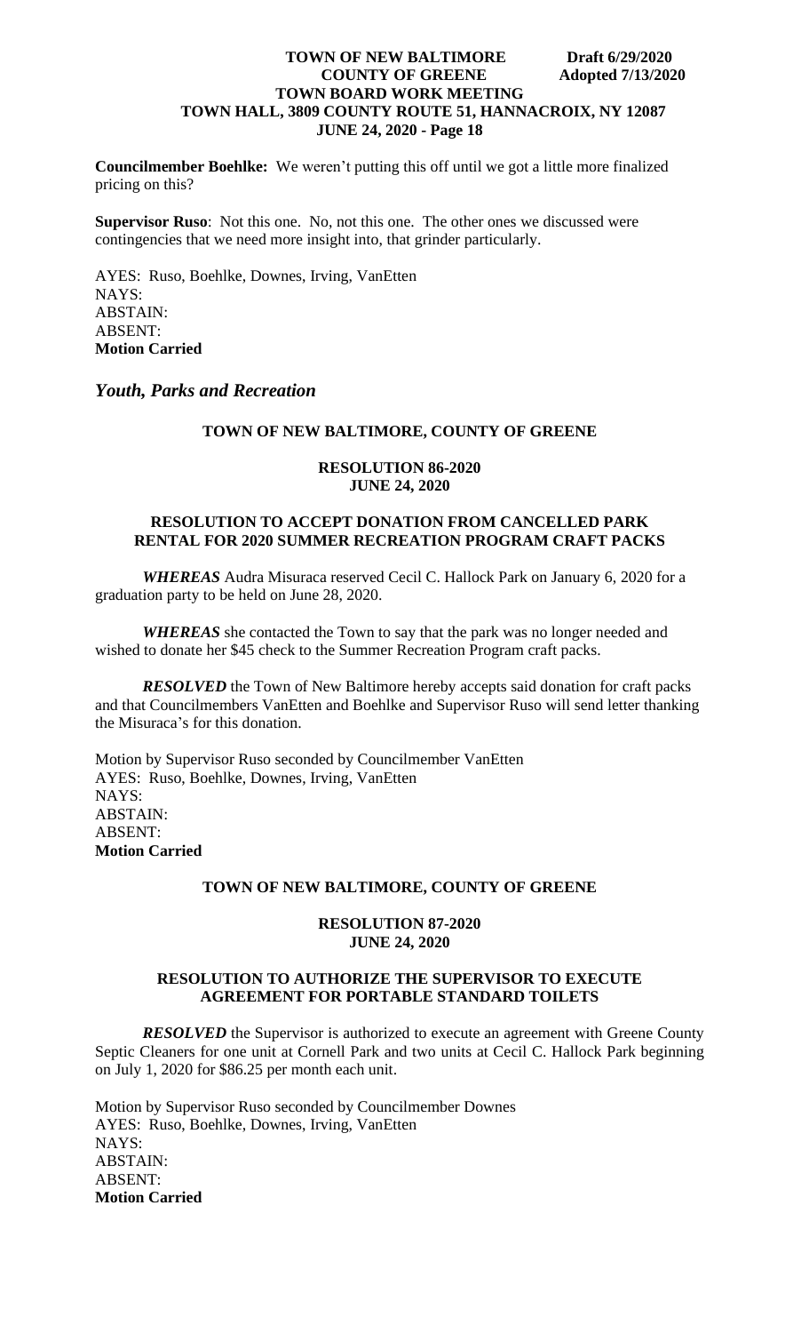**Councilmember Boehlke:** We weren't putting this off until we got a little more finalized pricing on this?

**Supervisor Ruso**: Not this one. No, not this one. The other ones we discussed were contingencies that we need more insight into, that grinder particularly.

AYES: Ruso, Boehlke, Downes, Irving, VanEtten
NAYS:
ABSTAIN:
ABSENT:
**Motion Carried**

## *Youth, Parks and Recreation*

### TOWN OF NEW BALTIMORE, COUNTY OF GREENE

**RESOLUTION 86-2020**
**JUNE 24, 2020**

**RESOLUTION TO ACCEPT DONATION FROM CANCELLED PARK RENTAL FOR 2020 SUMMER RECREATION PROGRAM CRAFT PACKS**

***WHEREAS*** Audra Misuraca reserved Cecil C. Hallock Park on January 6, 2020 for a graduation party to be held on June 28, 2020.

***WHEREAS*** she contacted the Town to say that the park was no longer needed and wished to donate her $45 check to the Summer Recreation Program craft packs.

***RESOLVED*** the Town of New Baltimore hereby accepts said donation for craft packs and that Councilmembers VanEtten and Boehlke and Supervisor Ruso will send letter thanking the Misuraca's for this donation.

Motion by Supervisor Ruso seconded by Councilmember VanEtten
AYES: Ruso, Boehlke, Downes, Irving, VanEtten
NAYS:
ABSTAIN:
ABSENT:
**Motion Carried**

### TOWN OF NEW BALTIMORE, COUNTY OF GREENE

**RESOLUTION 87-2020**
**JUNE 24, 2020**

**RESOLUTION TO AUTHORIZE THE SUPERVISOR TO EXECUTE AGREEMENT FOR PORTABLE STANDARD TOILETS**

***RESOLVED*** the Supervisor is authorized to execute an agreement with Greene County Septic Cleaners for one unit at Cornell Park and two units at Cecil C. Hallock Park beginning on July 1, 2020 for $86.25 per month each unit.

Motion by Supervisor Ruso seconded by Councilmember Downes
AYES: Ruso, Boehlke, Downes, Irving, VanEtten
NAYS:
ABSTAIN:
ABSENT:
**Motion Carried**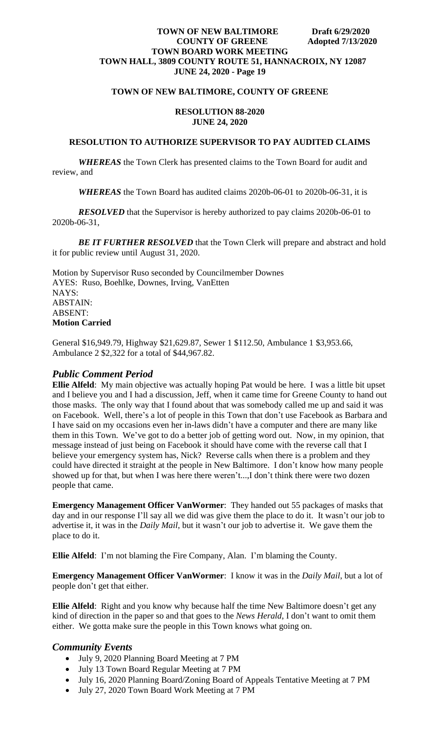## TOWN OF NEW BALTIMORE, COUNTY OF GREENE

### RESOLUTION 88-2020
### JUNE 24, 2020

### RESOLUTION TO AUTHORIZE SUPERVISOR TO PAY AUDITED CLAIMS

***WHEREAS*** the Town Clerk has presented claims to the Town Board for audit and review, and

***WHEREAS*** the Town Board has audited claims 2020b-06-01 to 2020b-06-31, it is

***RESOLVED*** that the Supervisor is hereby authorized to pay claims 2020b-06-01 to 2020b-06-31,

***BE IT FURTHER RESOLVED*** that the Town Clerk will prepare and abstract and hold it for public review until August 31, 2020.

Motion by Supervisor Ruso seconded by Councilmember Downes
AYES: Ruso, Boehlke, Downes, Irving, VanEtten
NAYS:
ABSTAIN:
ABSENT:
**Motion Carried**

General $16,949.79, Highway $21,629.87, Sewer 1 $112.50, Ambulance 1 $3,953.66, Ambulance 2 $2,322 for a total of $44,967.82.

## *Public Comment Period*

**Ellie Alfeld**: My main objective was actually hoping Pat would be here. I was a little bit upset and I believe you and I had a discussion, Jeff, when it came time for Greene County to hand out those masks. The only way that I found about that was somebody called me up and said it was on Facebook. Well, there's a lot of people in this Town that don't use Facebook as Barbara and I have said on my occasions even her in-laws didn't have a computer and there are many like them in this Town. We've got to do a better job of getting word out. Now, in my opinion, that message instead of just being on Facebook it should have come with the reverse call that I believe your emergency system has, Nick? Reverse calls when there is a problem and they could have directed it straight at the people in New Baltimore. I don't know how many people showed up for that, but when I was here there weren't...,I don't think there were two dozen people that came.

**Emergency Management Officer VanWormer**: They handed out 55 packages of masks that day and in our response I'll say all we did was give them the place to do it. It wasn't our job to advertise it, it was in the *Daily Mail*, but it wasn't our job to advertise it. We gave them the place to do it.

**Ellie Alfeld**: I'm not blaming the Fire Company, Alan. I'm blaming the County.

**Emergency Management Officer VanWormer**: I know it was in the *Daily Mail*, but a lot of people don't get that either.

**Ellie Alfeld**: Right and you know why because half the time New Baltimore doesn't get any kind of direction in the paper so and that goes to the *News Herald*, I don't want to omit them either. We gotta make sure the people in this Town knows what going on.

## *Community Events*

- July 9, 2020 Planning Board Meeting at 7 PM
- July 13 Town Board Regular Meeting at 7 PM
- July 16, 2020 Planning Board/Zoning Board of Appeals Tentative Meeting at 7 PM
- July 27, 2020 Town Board Work Meeting at 7 PM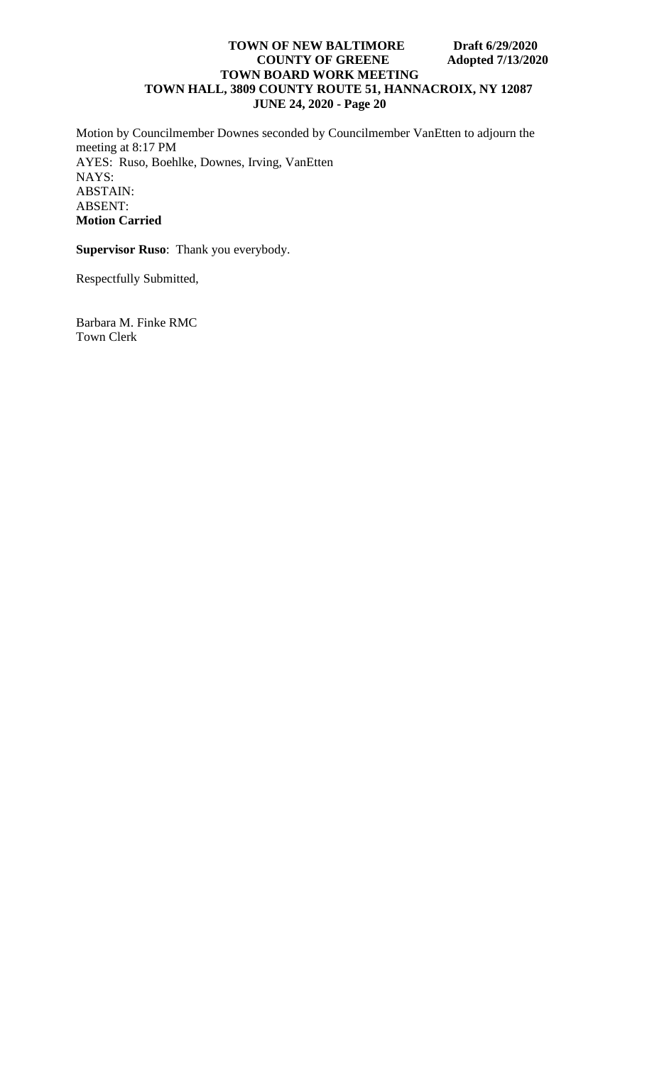Motion by Councilmember Downes seconded by Councilmember VanEtten to adjourn the meeting at 8:17 PM
AYES: Ruso, Boehlke, Downes, Irving, VanEtten
NAYS:
ABSTAIN:
ABSENT:
**Motion Carried**

**Supervisor Ruso**: Thank you everybody.

Respectfully Submitted,

Barbara M. Finke RMC
Town Clerk